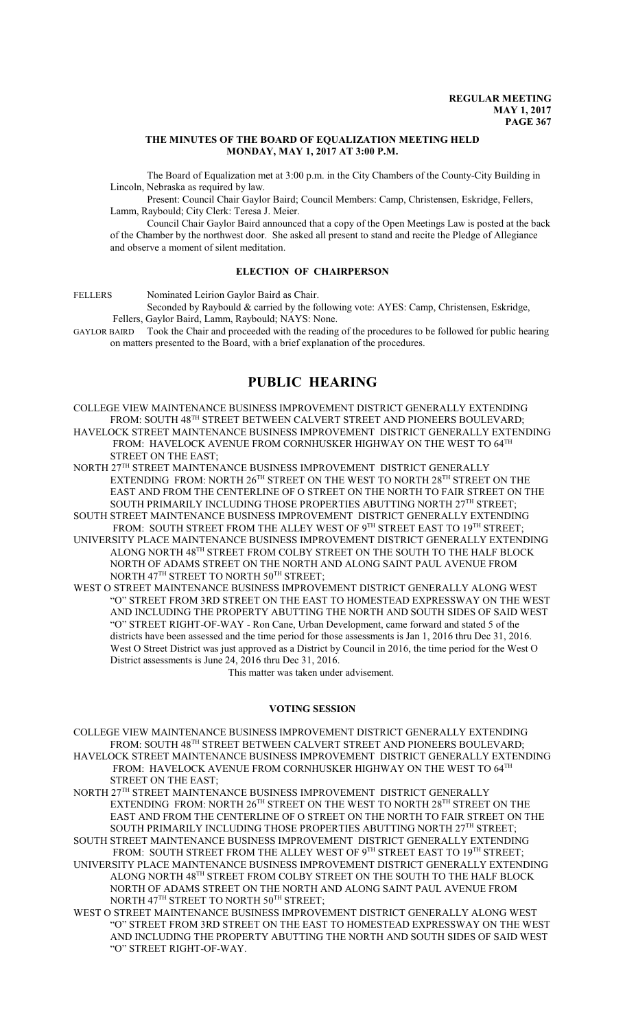**REGULAR MEETING**
**MAY 1, 2017**

### THE MINUTES OF THE BOARD OF EQUALIZATION MEETING HELD MONDAY, MAY 1, 2017 AT 3:00 P.M.

The Board of Equalization met at 3:00 p.m. in the City Chambers of the County-City Building in Lincoln, Nebraska as required by law.

Present: Council Chair Gaylor Baird; Council Members: Camp, Christensen, Eskridge, Fellers, Lamm, Raybould; City Clerk: Teresa J. Meier.

Council Chair Gaylor Baird announced that a copy of the Open Meetings Law is posted at the back of the Chamber by the northwest door. She asked all present to stand and recite the Pledge of Allegiance and observe a moment of silent meditation.

### ELECTION OF CHAIRPERSON

FELLERS Nominated Leirion Gaylor Baird as Chair.

Seconded by Raybould & carried by the following vote: AYES: Camp, Christensen, Eskridge, Fellers, Gaylor Baird, Lamm, Raybould; NAYS: None.

GAYLOR BAIRD Took the Chair and proceeded with the reading of the procedures to be followed for public hearing on matters presented to the Board, with a brief explanation of the procedures.

## PUBLIC HEARING

COLLEGE VIEW MAINTENANCE BUSINESS IMPROVEMENT DISTRICT GENERALLY EXTENDING FROM: SOUTH 48TH STREET BETWEEN CALVERT STREET AND PIONEERS BOULEVARD;
HAVELOCK STREET MAINTENANCE BUSINESS IMPROVEMENT DISTRICT GENERALLY EXTENDING FROM: HAVELOCK AVENUE FROM CORNHUSKER HIGHWAY ON THE WEST TO 64TH STREET ON THE EAST;
NORTH 27TH STREET MAINTENANCE BUSINESS IMPROVEMENT DISTRICT GENERALLY EXTENDING FROM: NORTH 26TH STREET ON THE WEST TO NORTH 28TH STREET ON THE EAST AND FROM THE CENTERLINE OF O STREET ON THE NORTH TO FAIR STREET ON THE SOUTH PRIMARILY INCLUDING THOSE PROPERTIES ABUTTING NORTH 27TH STREET;
SOUTH STREET MAINTENANCE BUSINESS IMPROVEMENT DISTRICT GENERALLY EXTENDING FROM: SOUTH STREET FROM THE ALLEY WEST OF 9TH STREET EAST TO 19TH STREET;
UNIVERSITY PLACE MAINTENANCE BUSINESS IMPROVEMENT DISTRICT GENERALLY EXTENDING ALONG NORTH 48TH STREET FROM COLBY STREET ON THE SOUTH TO THE HALF BLOCK NORTH OF ADAMS STREET ON THE NORTH AND ALONG SAINT PAUL AVENUE FROM NORTH 47TH STREET TO NORTH 50TH STREET;
WEST O STREET MAINTENANCE BUSINESS IMPROVEMENT DISTRICT GENERALLY ALONG WEST "O" STREET FROM 3RD STREET ON THE EAST TO HOMESTEAD EXPRESSWAY ON THE WEST AND INCLUDING THE PROPERTY ABUTTING THE NORTH AND SOUTH SIDES OF SAID WEST "O" STREET RIGHT-OF-WAY - Ron Cane, Urban Development, came forward and stated 5 of the districts have been assessed and the time period for those assessments is Jan 1, 2016 thru Dec 31, 2016. West O Street District was just approved as a District by Council in 2016, the time period for the West O District assessments is June 24, 2016 thru Dec 31, 2016.

This matter was taken under advisement.

### VOTING SESSION

COLLEGE VIEW MAINTENANCE BUSINESS IMPROVEMENT DISTRICT GENERALLY EXTENDING FROM: SOUTH 48TH STREET BETWEEN CALVERT STREET AND PIONEERS BOULEVARD;
HAVELOCK STREET MAINTENANCE BUSINESS IMPROVEMENT DISTRICT GENERALLY EXTENDING FROM: HAVELOCK AVENUE FROM CORNHUSKER HIGHWAY ON THE WEST TO 64TH STREET ON THE EAST;
NORTH 27TH STREET MAINTENANCE BUSINESS IMPROVEMENT DISTRICT GENERALLY EXTENDING FROM: NORTH 26TH STREET ON THE WEST TO NORTH 28TH STREET ON THE EAST AND FROM THE CENTERLINE OF O STREET ON THE NORTH TO FAIR STREET ON THE SOUTH PRIMARILY INCLUDING THOSE PROPERTIES ABUTTING NORTH 27TH STREET;
SOUTH STREET MAINTENANCE BUSINESS IMPROVEMENT DISTRICT GENERALLY EXTENDING FROM: SOUTH STREET FROM THE ALLEY WEST OF 9TH STREET EAST TO 19TH STREET;
UNIVERSITY PLACE MAINTENANCE BUSINESS IMPROVEMENT DISTRICT GENERALLY EXTENDING ALONG NORTH 48TH STREET FROM COLBY STREET ON THE SOUTH TO THE HALF BLOCK NORTH OF ADAMS STREET ON THE NORTH AND ALONG SAINT PAUL AVENUE FROM NORTH 47TH STREET TO NORTH 50TH STREET;
WEST O STREET MAINTENANCE BUSINESS IMPROVEMENT DISTRICT GENERALLY ALONG WEST "O" STREET FROM 3RD STREET ON THE EAST TO HOMESTEAD EXPRESSWAY ON THE WEST AND INCLUDING THE PROPERTY ABUTTING THE NORTH AND SOUTH SIDES OF SAID WEST "O" STREET RIGHT-OF-WAY.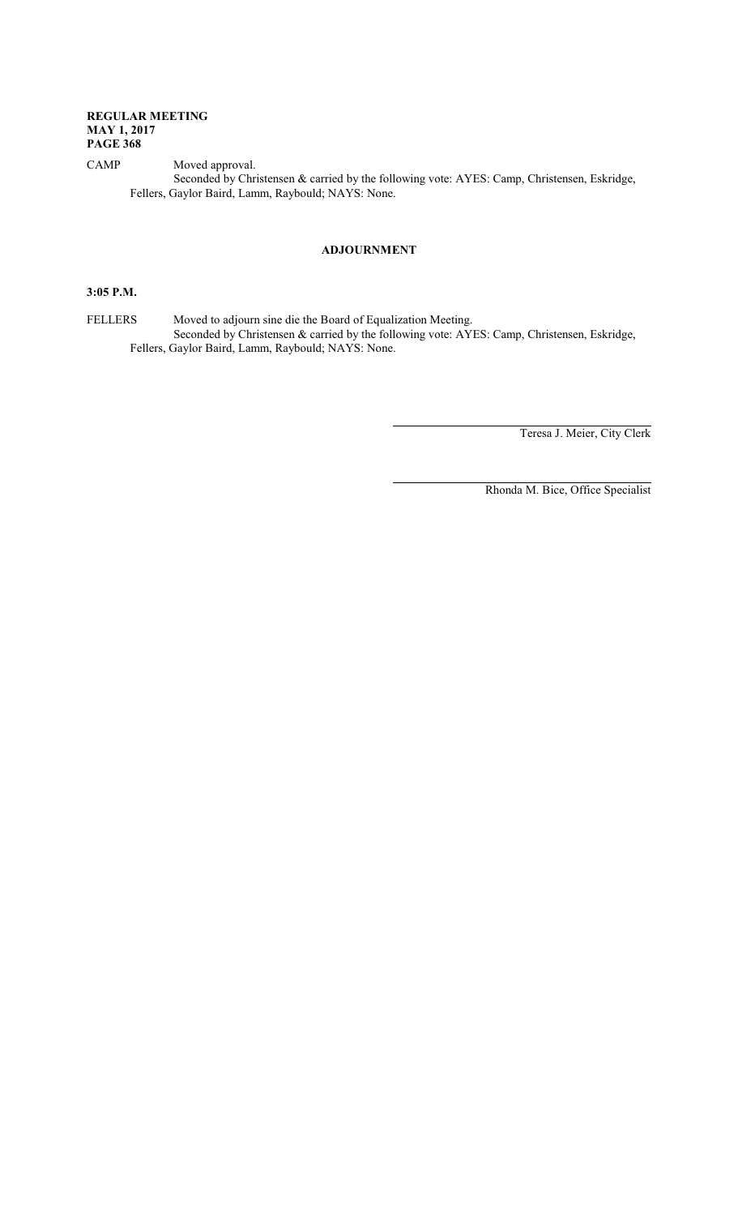CAMP Moved approval.

Seconded by Christensen & carried by the following vote: AYES: Camp, Christensen, Eskridge, Fellers, Gaylor Baird, Lamm, Raybould; NAYS: None.

## ADJOURNMENT

**3:05 P.M.**

FELLERS Moved to adjourn sine die the Board of Equalization Meeting.

Seconded by Christensen & carried by the following vote: AYES: Camp, Christensen, Eskridge, Fellers, Gaylor Baird, Lamm, Raybould; NAYS: None.

Teresa J. Meier, City Clerk

Rhonda M. Bice, Office Specialist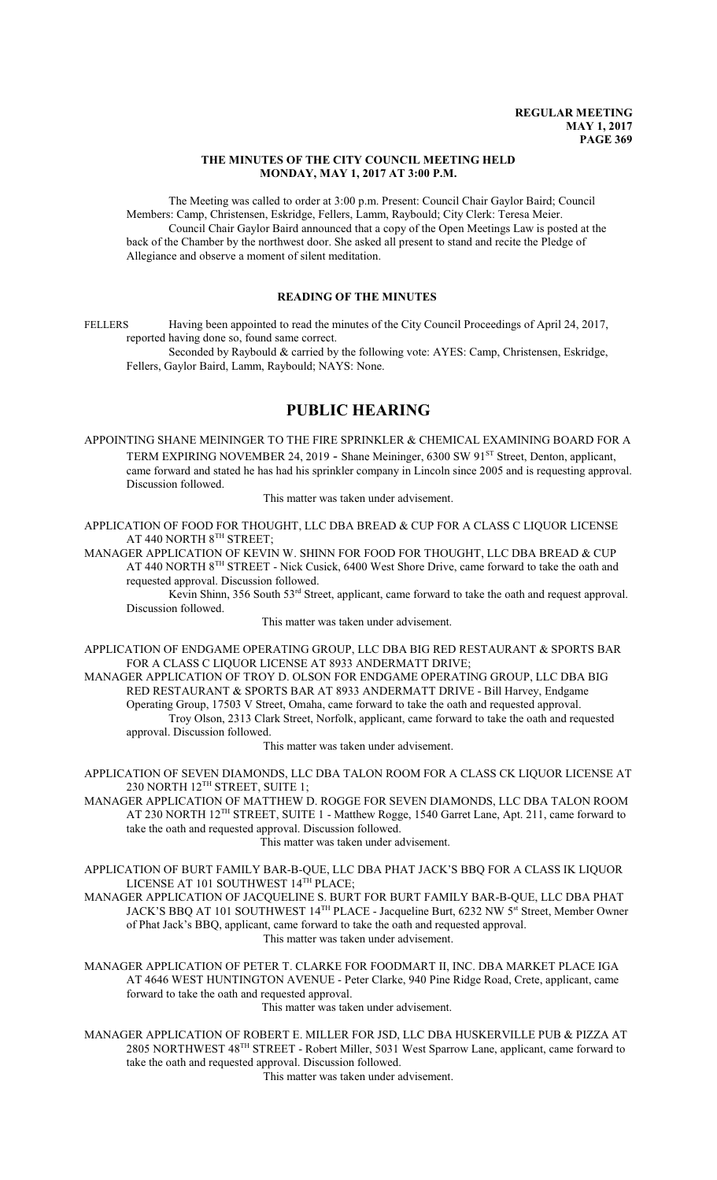**THE MINUTES OF THE CITY COUNCIL MEETING HELD MONDAY, MAY 1, 2017 AT 3:00 P.M.**

The Meeting was called to order at 3:00 p.m. Present: Council Chair Gaylor Baird; Council Members: Camp, Christensen, Eskridge, Fellers, Lamm, Raybould; City Clerk: Teresa Meier.

Council Chair Gaylor Baird announced that a copy of the Open Meetings Law is posted at the back of the Chamber by the northwest door. She asked all present to stand and recite the Pledge of Allegiance and observe a moment of silent meditation.

## READING OF THE MINUTES

FELLERS Having been appointed to read the minutes of the City Council Proceedings of April 24, 2017, reported having done so, found same correct.

Seconded by Raybould & carried by the following vote: AYES: Camp, Christensen, Eskridge, Fellers, Gaylor Baird, Lamm, Raybould; NAYS: None.

# PUBLIC HEARING

APPOINTING SHANE MEININGER TO THE FIRE SPRINKLER & CHEMICAL EXAMINING BOARD FOR A TERM EXPIRING NOVEMBER 24, 2019 - Shane Meininger, 6300 SW 91ST Street, Denton, applicant, came forward and stated he has had his sprinkler company in Lincoln since 2005 and is requesting approval. Discussion followed.

This matter was taken under advisement.

APPLICATION OF FOOD FOR THOUGHT, LLC DBA BREAD & CUP FOR A CLASS C LIQUOR LICENSE AT 440 NORTH 8TH STREET;

MANAGER APPLICATION OF KEVIN W. SHINN FOR FOOD FOR THOUGHT, LLC DBA BREAD & CUP AT 440 NORTH 8TH STREET - Nick Cusick, 6400 West Shore Drive, came forward to take the oath and requested approval. Discussion followed.

Kevin Shinn, 356 South 53rd Street, applicant, came forward to take the oath and request approval. Discussion followed.

This matter was taken under advisement.

APPLICATION OF ENDGAME OPERATING GROUP, LLC DBA BIG RED RESTAURANT & SPORTS BAR FOR A CLASS C LIQUOR LICENSE AT 8933 ANDERMATT DRIVE;

MANAGER APPLICATION OF TROY D. OLSON FOR ENDGAME OPERATING GROUP, LLC DBA BIG RED RESTAURANT & SPORTS BAR AT 8933 ANDERMATT DRIVE - Bill Harvey, Endgame Operating Group, 17503 V Street, Omaha, came forward to take the oath and requested approval.

Troy Olson, 2313 Clark Street, Norfolk, applicant, came forward to take the oath and requested approval. Discussion followed.

This matter was taken under advisement.

APPLICATION OF SEVEN DIAMONDS, LLC DBA TALON ROOM FOR A CLASS CK LIQUOR LICENSE AT 230 NORTH 12TH STREET, SUITE 1;

MANAGER APPLICATION OF MATTHEW D. ROGGE FOR SEVEN DIAMONDS, LLC DBA TALON ROOM AT 230 NORTH 12TH STREET, SUITE 1 - Matthew Rogge, 1540 Garret Lane, Apt. 211, came forward to take the oath and requested approval. Discussion followed.

This matter was taken under advisement.

APPLICATION OF BURT FAMILY BAR-B-QUE, LLC DBA PHAT JACK'S BBQ FOR A CLASS IK LIQUOR LICENSE AT 101 SOUTHWEST 14TH PLACE;

MANAGER APPLICATION OF JACQUELINE S. BURT FOR BURT FAMILY BAR-B-QUE, LLC DBA PHAT JACK'S BBQ AT 101 SOUTHWEST 14TH PLACE - Jacqueline Burt, 6232 NW 5st Street, Member Owner of Phat Jack's BBQ, applicant, came forward to take the oath and requested approval.

This matter was taken under advisement.

MANAGER APPLICATION OF PETER T. CLARKE FOR FOODMART II, INC. DBA MARKET PLACE IGA AT 4646 WEST HUNTINGTON AVENUE - Peter Clarke, 940 Pine Ridge Road, Crete, applicant, came forward to take the oath and requested approval.

This matter was taken under advisement.

MANAGER APPLICATION OF ROBERT E. MILLER FOR JSD, LLC DBA HUSKERVILLE PUB & PIZZA AT 2805 NORTHWEST 48TH STREET - Robert Miller, 5031 West Sparrow Lane, applicant, came forward to take the oath and requested approval. Discussion followed.

This matter was taken under advisement.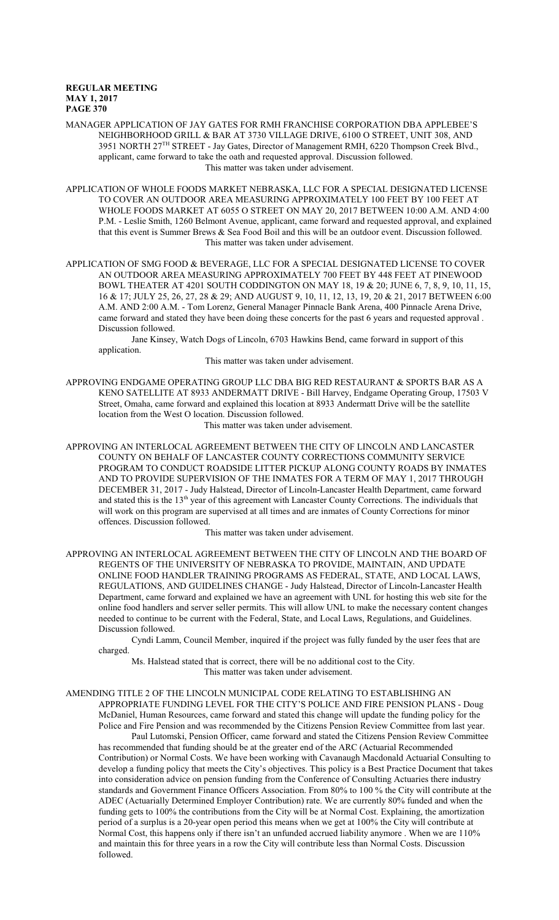MANAGER APPLICATION OF JAY GATES FOR RMH FRANCHISE CORPORATION DBA APPLEBEE'S NEIGHBORHOOD GRILL & BAR AT 3730 VILLAGE DRIVE, 6100 O STREET, UNIT 308, AND 3951 NORTH 27TH STREET - Jay Gates, Director of Management RMH, 6220 Thompson Creek Blvd., applicant, came forward to take the oath and requested approval. Discussion followed.

This matter was taken under advisement.

APPLICATION OF WHOLE FOODS MARKET NEBRASKA, LLC FOR A SPECIAL DESIGNATED LICENSE TO COVER AN OUTDOOR AREA MEASURING APPROXIMATELY 100 FEET BY 100 FEET AT WHOLE FOODS MARKET AT 6055 O STREET ON MAY 20, 2017 BETWEEN 10:00 A.M. AND 4:00 P.M. - Leslie Smith, 1260 Belmont Avenue, applicant, came forward and requested approval, and explained that this event is Summer Brews & Sea Food Boil and this will be an outdoor event. Discussion followed.

This matter was taken under advisement.

APPLICATION OF SMG FOOD & BEVERAGE, LLC FOR A SPECIAL DESIGNATED LICENSE TO COVER AN OUTDOOR AREA MEASURING APPROXIMATELY 700 FEET BY 448 FEET AT PINEWOOD BOWL THEATER AT 4201 SOUTH CODDINGTON ON MAY 18, 19 & 20; JUNE 6, 7, 8, 9, 10, 11, 15, 16 & 17; JULY 25, 26, 27, 28 & 29; AND AUGUST 9, 10, 11, 12, 13, 19, 20 & 21, 2017 BETWEEN 6:00 A.M. AND 2:00 A.M. - Tom Lorenz, General Manager Pinnacle Bank Arena, 400 Pinnacle Arena Drive, came forward and stated they have been doing these concerts for the past 6 years and requested approval. Discussion followed.

Jane Kinsey, Watch Dogs of Lincoln, 6703 Hawkins Bend, came forward in support of this application.

This matter was taken under advisement.

APPROVING ENDGAME OPERATING GROUP LLC DBA BIG RED RESTAURANT & SPORTS BAR AS A KENO SATELLITE AT 8933 ANDERMATT DRIVE - Bill Harvey, Endgame Operating Group, 17503 V Street, Omaha, came forward and explained this location at 8933 Andermatt Drive will be the satellite location from the West O location. Discussion followed.

This matter was taken under advisement.

APPROVING AN INTERLOCAL AGREEMENT BETWEEN THE CITY OF LINCOLN AND LANCASTER COUNTY ON BEHALF OF LANCASTER COUNTY CORRECTIONS COMMUNITY SERVICE PROGRAM TO CONDUCT ROADSIDE LITTER PICKUP ALONG COUNTY ROADS BY INMATES AND TO PROVIDE SUPERVISION OF THE INMATES FOR A TERM OF MAY 1, 2017 THROUGH DECEMBER 31, 2017 - Judy Halstead, Director of Lincoln-Lancaster Health Department, came forward and stated this is the 13th year of this agreement with Lancaster County Corrections. The individuals that will work on this program are supervised at all times and are inmates of County Corrections for minor offences. Discussion followed.

This matter was taken under advisement.

APPROVING AN INTERLOCAL AGREEMENT BETWEEN THE CITY OF LINCOLN AND THE BOARD OF REGENTS OF THE UNIVERSITY OF NEBRASKA TO PROVIDE, MAINTAIN, AND UPDATE ONLINE FOOD HANDLER TRAINING PROGRAMS AS FEDERAL, STATE, AND LOCAL LAWS, REGULATIONS, AND GUIDELINES CHANGE - Judy Halstead, Director of Lincoln-Lancaster Health Department, came forward and explained we have an agreement with UNL for hosting this web site for the online food handlers and server seller permits. This will allow UNL to make the necessary content changes needed to continue to be current with the Federal, State, and Local Laws, Regulations, and Guidelines. Discussion followed.

Cyndi Lamm, Council Member, inquired if the project was fully funded by the user fees that are charged.

Ms. Halstead stated that is correct, there will be no additional cost to the City.

This matter was taken under advisement.

AMENDING TITLE 2 OF THE LINCOLN MUNICIPAL CODE RELATING TO ESTABLISHING AN APPROPRIATE FUNDING LEVEL FOR THE CITY'S POLICE AND FIRE PENSION PLANS - Doug McDaniel, Human Resources, came forward and stated this change will update the funding policy for the Police and Fire Pension and was recommended by the Citizens Pension Review Committee from last year.

Paul Lutomski, Pension Officer, came forward and stated the Citizens Pension Review Committee has recommended that funding should be at the greater end of the ARC (Actuarial Recommended Contribution) or Normal Costs. We have been working with Cavanaugh Macdonald Actuarial Consulting to develop a funding policy that meets the City's objectives. This policy is a Best Practice Document that takes into consideration advice on pension funding from the Conference of Consulting Actuaries there industry standards and Government Finance Officers Association. From 80% to 100 % the City will contribute at the ADEC (Actuarially Determined Employer Contribution) rate. We are currently 80% funded and when the funding gets to 100% the contributions from the City will be at Normal Cost. Explaining, the amortization period of a surplus is a 20-year open period this means when we get at 100% the City will contribute at Normal Cost, this happens only if there isn't an unfunded accrued liability anymore. When we are 110% and maintain this for three years in a row the City will contribute less than Normal Costs. Discussion followed.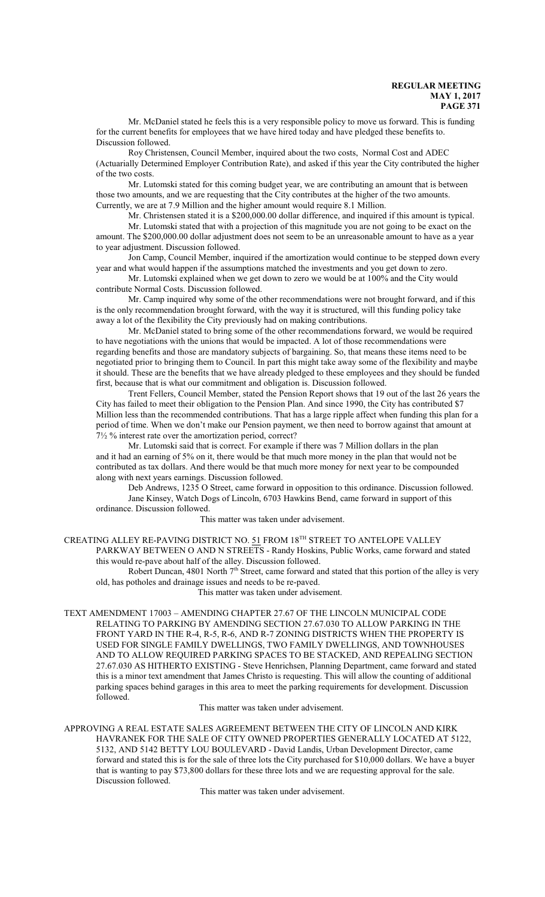Mr. McDaniel stated he feels this is a very responsible policy to move us forward. This is funding for the current benefits for employees that we have hired today and have pledged these benefits to. Discussion followed.

Roy Christensen, Council Member, inquired about the two costs, Normal Cost and ADEC (Actuarially Determined Employer Contribution Rate), and asked if this year the City contributed the higher of the two costs.

Mr. Lutomski stated for this coming budget year, we are contributing an amount that is between those two amounts, and we are requesting that the City contributes at the higher of the two amounts. Currently, we are at 7.9 Million and the higher amount would require 8.1 Million.

Mr. Christensen stated it is a $200,000.00 dollar difference, and inquired if this amount is typical.

Mr. Lutomski stated that with a projection of this magnitude you are not going to be exact on the amount. The $200,000.00 dollar adjustment does not seem to be an unreasonable amount to have as a year to year adjustment. Discussion followed.

Jon Camp, Council Member, inquired if the amortization would continue to be stepped down every year and what would happen if the assumptions matched the investments and you get down to zero.

Mr. Lutomski explained when we get down to zero we would be at 100% and the City would contribute Normal Costs. Discussion followed.

Mr. Camp inquired why some of the other recommendations were not brought forward, and if this is the only recommendation brought forward, with the way it is structured, will this funding policy take away a lot of the flexibility the City previously had on making contributions.

Mr. McDaniel stated to bring some of the other recommendations forward, we would be required to have negotiations with the unions that would be impacted. A lot of those recommendations were regarding benefits and those are mandatory subjects of bargaining. So, that means these items need to be negotiated prior to bringing them to Council. In part this might take away some of the flexibility and maybe it should. These are the benefits that we have already pledged to these employees and they should be funded first, because that is what our commitment and obligation is. Discussion followed.

Trent Fellers, Council Member, stated the Pension Report shows that 19 out of the last 26 years the City has failed to meet their obligation to the Pension Plan. And since 1990, the City has contributed $7 Million less than the recommended contributions. That has a large ripple affect when funding this plan for a period of time. When we don't make our Pension payment, we then need to borrow against that amount at 7½ % interest rate over the amortization period, correct?

Mr. Lutomski said that is correct. For example if there was 7 Million dollars in the plan and it had an earning of 5% on it, there would be that much more money in the plan that would not be contributed as tax dollars. And there would be that much more money for next year to be compounded along with next years earnings. Discussion followed.

Deb Andrews, 1235 O Street, came forward in opposition to this ordinance. Discussion followed.

Jane Kinsey, Watch Dogs of Lincoln, 6703 Hawkins Bend, came forward in support of this ordinance. Discussion followed.

This matter was taken under advisement.

CREATING ALLEY RE-PAVING DISTRICT NO. 51 FROM 18TH STREET TO ANTELOPE VALLEY PARKWAY BETWEEN O AND N STREETS - Randy Hoskins, Public Works, came forward and stated this would re-pave about half of the alley. Discussion followed.

Robert Duncan, 4801 North 7th Street, came forward and stated that this portion of the alley is very old, has potholes and drainage issues and needs to be re-paved.

This matter was taken under advisement.

TEXT AMENDMENT 17003 – AMENDING CHAPTER 27.67 OF THE LINCOLN MUNICIPAL CODE RELATING TO PARKING BY AMENDING SECTION 27.67.030 TO ALLOW PARKING IN THE FRONT YARD IN THE R-4, R-5, R-6, AND R-7 ZONING DISTRICTS WHEN THE PROPERTY IS USED FOR SINGLE FAMILY DWELLINGS, TWO FAMILY DWELLINGS, AND TOWNHOUSES AND TO ALLOW REQUIRED PARKING SPACES TO BE STACKED, AND REPEALING SECTION 27.67.030 AS HITHERTO EXISTING - Steve Henrichsen, Planning Department, came forward and stated this is a minor text amendment that James Christo is requesting. This will allow the counting of additional parking spaces behind garages in this area to meet the parking requirements for development. Discussion followed.

This matter was taken under advisement.

APPROVING A REAL ESTATE SALES AGREEMENT BETWEEN THE CITY OF LINCOLN AND KIRK HAVRANEK FOR THE SALE OF CITY OWNED PROPERTIES GENERALLY LOCATED AT 5122, 5132, AND 5142 BETTY LOU BOULEVARD - David Landis, Urban Development Director, came forward and stated this is for the sale of three lots the City purchased for $10,000 dollars. We have a buyer that is wanting to pay $73,800 dollars for these three lots and we are requesting approval for the sale. Discussion followed.

This matter was taken under advisement.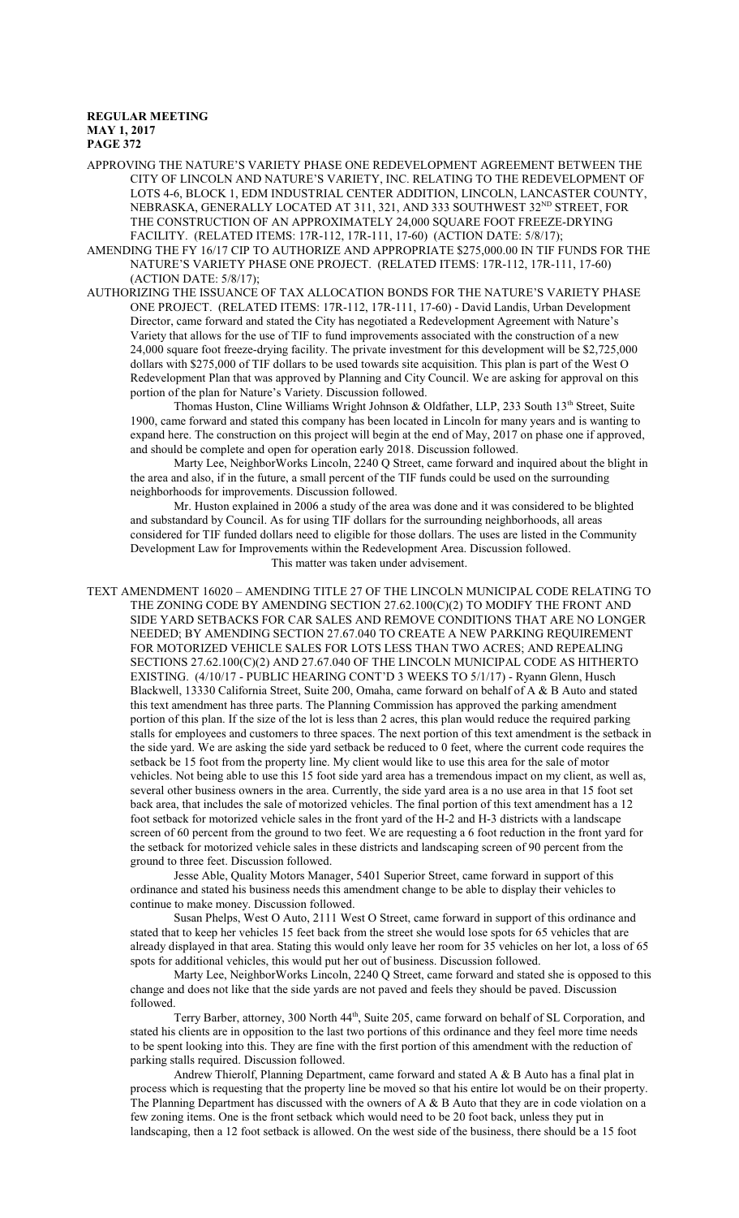APPROVING THE NATURE'S VARIETY PHASE ONE REDEVELOPMENT AGREEMENT BETWEEN THE CITY OF LINCOLN AND NATURE'S VARIETY, INC. RELATING TO THE REDEVELOPMENT OF LOTS 4-6, BLOCK 1, EDM INDUSTRIAL CENTER ADDITION, LINCOLN, LANCASTER COUNTY, NEBRASKA, GENERALLY LOCATED AT 311, 321, AND 333 SOUTHWEST 32ND STREET, FOR THE CONSTRUCTION OF AN APPROXIMATELY 24,000 SQUARE FOOT FREEZE-DRYING FACILITY. (RELATED ITEMS: 17R-112, 17R-111, 17-60) (ACTION DATE: 5/8/17);

AMENDING THE FY 16/17 CIP TO AUTHORIZE AND APPROPRIATE $275,000.00 IN TIF FUNDS FOR THE NATURE'S VARIETY PHASE ONE PROJECT. (RELATED ITEMS: 17R-112, 17R-111, 17-60) (ACTION DATE: 5/8/17);

AUTHORIZING THE ISSUANCE OF TAX ALLOCATION BONDS FOR THE NATURE'S VARIETY PHASE ONE PROJECT. (RELATED ITEMS: 17R-112, 17R-111, 17-60) - David Landis, Urban Development Director, came forward and stated the City has negotiated a Redevelopment Agreement with Nature's Variety that allows for the use of TIF to fund improvements associated with the construction of a new 24,000 square foot freeze-drying facility. The private investment for this development will be $2,725,000 dollars with $275,000 of TIF dollars to be used towards site acquisition. This plan is part of the West O Redevelopment Plan that was approved by Planning and City Council. We are asking for approval on this portion of the plan for Nature's Variety. Discussion followed.

Thomas Huston, Cline Williams Wright Johnson & Oldfather, LLP, 233 South 13th Street, Suite 1900, came forward and stated this company has been located in Lincoln for many years and is wanting to expand here. The construction on this project will begin at the end of May, 2017 on phase one if approved, and should be complete and open for operation early 2018. Discussion followed.

Marty Lee, NeighborWorks Lincoln, 2240 Q Street, came forward and inquired about the blight in the area and also, if in the future, a small percent of the TIF funds could be used on the surrounding neighborhoods for improvements. Discussion followed.

Mr. Huston explained in 2006 a study of the area was done and it was considered to be blighted and substandard by Council. As for using TIF dollars for the surrounding neighborhoods, all areas considered for TIF funded dollars need to eligible for those dollars. The uses are listed in the Community Development Law for Improvements within the Redevelopment Area. Discussion followed.

This matter was taken under advisement.

TEXT AMENDMENT 16020 – AMENDING TITLE 27 OF THE LINCOLN MUNICIPAL CODE RELATING TO THE ZONING CODE BY AMENDING SECTION 27.62.100(C)(2) TO MODIFY THE FRONT AND SIDE YARD SETBACKS FOR CAR SALES AND REMOVE CONDITIONS THAT ARE NO LONGER NEEDED; BY AMENDING SECTION 27.67.040 TO CREATE A NEW PARKING REQUIREMENT FOR MOTORIZED VEHICLE SALES FOR LOTS LESS THAN TWO ACRES; AND REPEALING SECTIONS 27.62.100(C)(2) AND 27.67.040 OF THE LINCOLN MUNICIPAL CODE AS HITHERTO EXISTING. (4/10/17 - PUBLIC HEARING CONT'D 3 WEEKS TO 5/1/17) - Ryann Glenn, Husch Blackwell, 13330 California Street, Suite 200, Omaha, came forward on behalf of A & B Auto and stated this text amendment has three parts. The Planning Commission has approved the parking amendment portion of this plan. If the size of the lot is less than 2 acres, this plan would reduce the required parking stalls for employees and customers to three spaces. The next portion of this text amendment is the setback in the side yard. We are asking the side yard setback be reduced to 0 feet, where the current code requires the setback be 15 foot from the property line. My client would like to use this area for the sale of motor vehicles. Not being able to use this 15 foot side yard area has a tremendous impact on my client, as well as, several other business owners in the area. Currently, the side yard area is a no use area in that 15 foot set back area, that includes the sale of motorized vehicles. The final portion of this text amendment has a 12 foot setback for motorized vehicle sales in the front yard of the H-2 and H-3 districts with a landscape screen of 60 percent from the ground to two feet. We are requesting a 6 foot reduction in the front yard for the setback for motorized vehicle sales in these districts and landscaping screen of 90 percent from the ground to three feet. Discussion followed.

Jesse Able, Quality Motors Manager, 5401 Superior Street, came forward in support of this ordinance and stated his business needs this amendment change to be able to display their vehicles to continue to make money. Discussion followed.

Susan Phelps, West O Auto, 2111 West O Street, came forward in support of this ordinance and stated that to keep her vehicles 15 feet back from the street she would lose spots for 65 vehicles that are already displayed in that area. Stating this would only leave her room for 35 vehicles on her lot, a loss of 65 spots for additional vehicles, this would put her out of business. Discussion followed.

Marty Lee, NeighborWorks Lincoln, 2240 Q Street, came forward and stated she is opposed to this change and does not like that the side yards are not paved and feels they should be paved. Discussion followed.

Terry Barber, attorney, 300 North 44th, Suite 205, came forward on behalf of SL Corporation, and stated his clients are in opposition to the last two portions of this ordinance and they feel more time needs to be spent looking into this. They are fine with the first portion of this amendment with the reduction of parking stalls required. Discussion followed.

Andrew Thierolf, Planning Department, came forward and stated A & B Auto has a final plat in process which is requesting that the property line be moved so that his entire lot would be on their property. The Planning Department has discussed with the owners of A & B Auto that they are in code violation on a few zoning items. One is the front setback which would need to be 20 foot back, unless they put in landscaping, then a 12 foot setback is allowed. On the west side of the business, there should be a 15 foot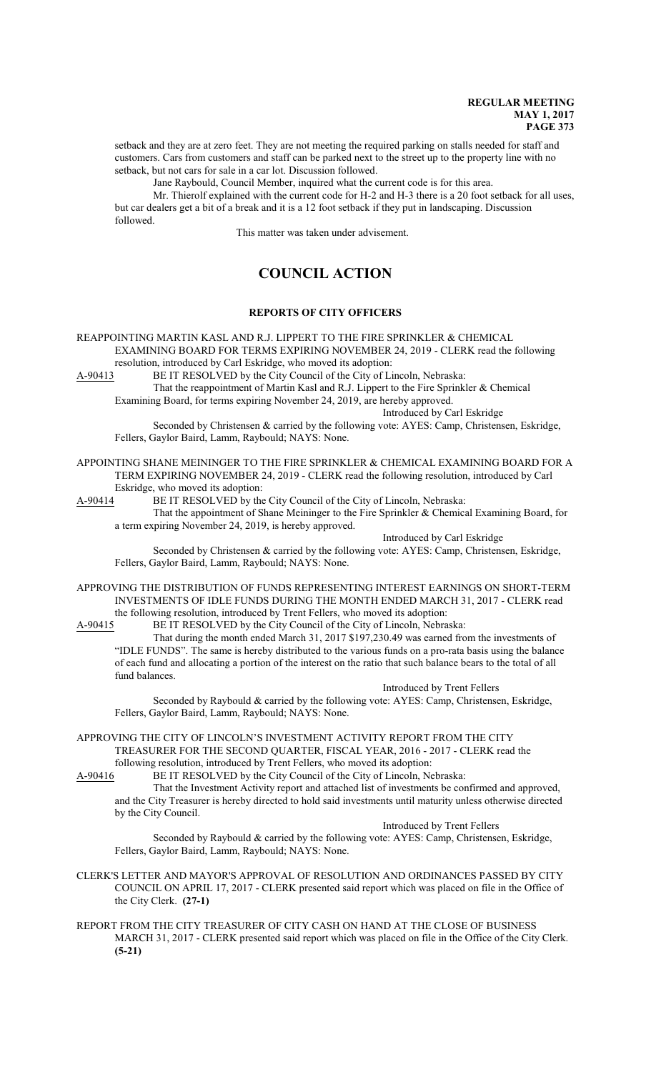setback and they are at zero feet. They are not meeting the required parking on stalls needed for staff and customers. Cars from customers and staff can be parked next to the street up to the property line with no setback, but not cars for sale in a car lot. Discussion followed.

Jane Raybould, Council Member, inquired what the current code is for this area.

Mr. Thierolf explained with the current code for H-2 and H-3 there is a 20 foot setback for all uses, but car dealers get a bit of a break and it is a 12 foot setback if they put in landscaping. Discussion followed.

This matter was taken under advisement.

# COUNCIL ACTION

## REPORTS OF CITY OFFICERS

REAPPOINTING MARTIN KASL AND R.J. LIPPERT TO THE FIRE SPRINKLER & CHEMICAL EXAMINING BOARD FOR TERMS EXPIRING NOVEMBER 24, 2019 - CLERK read the following resolution, introduced by Carl Eskridge, who moved its adoption:

A-90413 BE IT RESOLVED by the City Council of the City of Lincoln, Nebraska:

That the reappointment of Martin Kasl and R.J. Lippert to the Fire Sprinkler & Chemical Examining Board, for terms expiring November 24, 2019, are hereby approved.

Introduced by Carl Eskridge

Seconded by Christensen & carried by the following vote: AYES: Camp, Christensen, Eskridge, Fellers, Gaylor Baird, Lamm, Raybould; NAYS: None.

APPOINTING SHANE MEININGER TO THE FIRE SPRINKLER & CHEMICAL EXAMINING BOARD FOR A TERM EXPIRING NOVEMBER 24, 2019 - CLERK read the following resolution, introduced by Carl Eskridge, who moved its adoption:

A-90414 BE IT RESOLVED by the City Council of the City of Lincoln, Nebraska:

That the appointment of Shane Meininger to the Fire Sprinkler & Chemical Examining Board, for a term expiring November 24, 2019, is hereby approved.

Introduced by Carl Eskridge

Seconded by Christensen & carried by the following vote: AYES: Camp, Christensen, Eskridge, Fellers, Gaylor Baird, Lamm, Raybould; NAYS: None.

APPROVING THE DISTRIBUTION OF FUNDS REPRESENTING INTEREST EARNINGS ON SHORT-TERM INVESTMENTS OF IDLE FUNDS DURING THE MONTH ENDED MARCH 31, 2017 - CLERK read the following resolution, introduced by Trent Fellers, who moved its adoption:

A-90415 BE IT RESOLVED by the City Council of the City of Lincoln, Nebraska:

That during the month ended March 31, 2017 $197,230.49 was earned from the investments of "IDLE FUNDS". The same is hereby distributed to the various funds on a pro-rata basis using the balance of each fund and allocating a portion of the interest on the ratio that such balance bears to the total of all fund balances.

Introduced by Trent Fellers

Seconded by Raybould & carried by the following vote: AYES: Camp, Christensen, Eskridge, Fellers, Gaylor Baird, Lamm, Raybould; NAYS: None.

APPROVING THE CITY OF LINCOLN'S INVESTMENT ACTIVITY REPORT FROM THE CITY TREASURER FOR THE SECOND QUARTER, FISCAL YEAR, 2016 - 2017 - CLERK read the following resolution, introduced by Trent Fellers, who moved its adoption:

A-90416 BE IT RESOLVED by the City Council of the City of Lincoln, Nebraska:

That the Investment Activity report and attached list of investments be confirmed and approved, and the City Treasurer is hereby directed to hold said investments until maturity unless otherwise directed by the City Council.

Introduced by Trent Fellers

Seconded by Raybould & carried by the following vote: AYES: Camp, Christensen, Eskridge, Fellers, Gaylor Baird, Lamm, Raybould; NAYS: None.

CLERK'S LETTER AND MAYOR'S APPROVAL OF RESOLUTION AND ORDINANCES PASSED BY CITY COUNCIL ON APRIL 17, 2017 - CLERK presented said report which was placed on file in the Office of the City Clerk. **(27-1)**

REPORT FROM THE CITY TREASURER OF CITY CASH ON HAND AT THE CLOSE OF BUSINESS MARCH 31, 2017 - CLERK presented said report which was placed on file in the Office of the City Clerk. **(5-21)**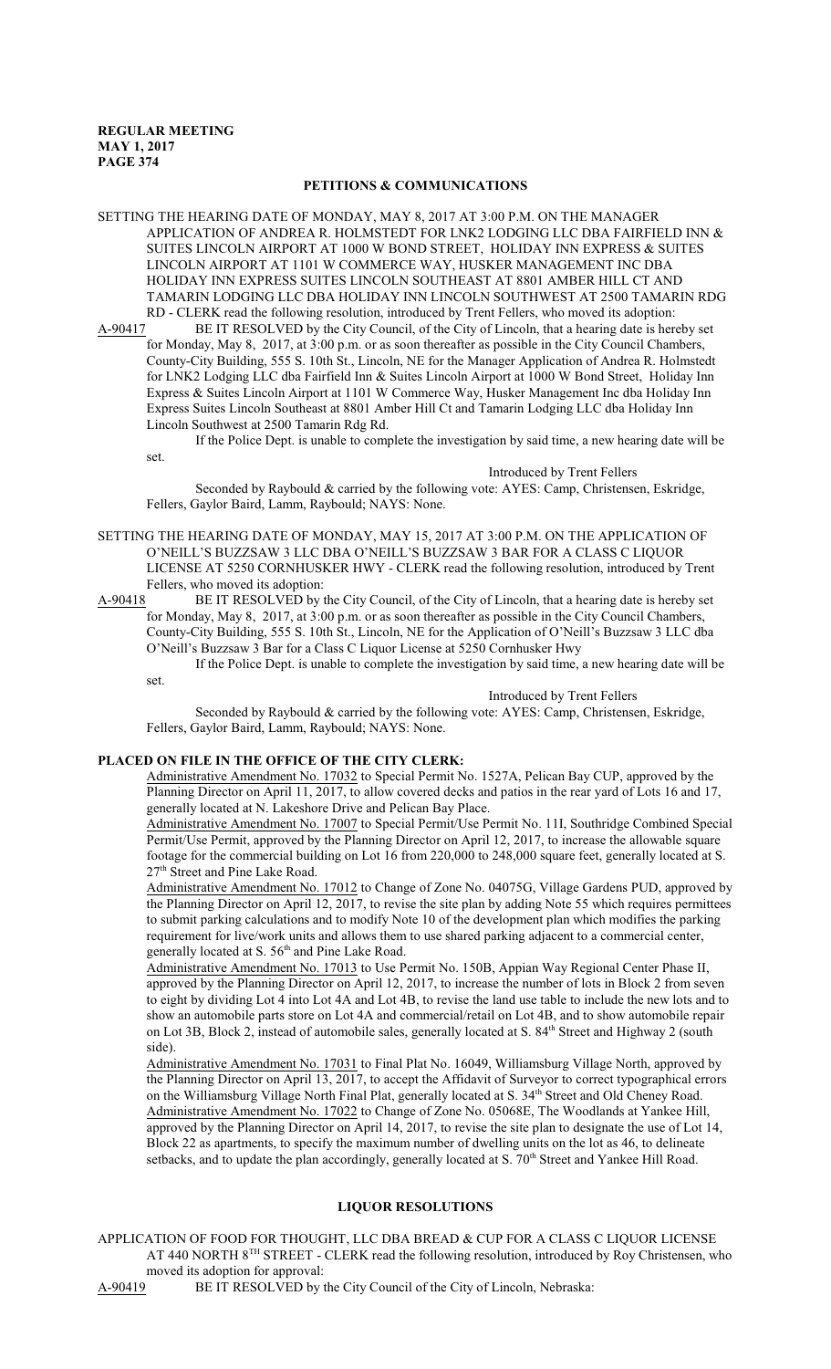## PETITIONS & COMMUNICATIONS

SETTING THE HEARING DATE OF MONDAY, MAY 8, 2017 AT 3:00 P.M. ON THE MANAGER APPLICATION OF ANDREA R. HOLMSTEDT FOR LNK2 LODGING LLC DBA FAIRFIELD INN & SUITES LINCOLN AIRPORT AT 1000 W BOND STREET, HOLIDAY INN EXPRESS & SUITES LINCOLN AIRPORT AT 1101 W COMMERCE WAY, HUSKER MANAGEMENT INC DBA HOLIDAY INN EXPRESS SUITES LINCOLN SOUTHEAST AT 8801 AMBER HILL CT AND TAMARIN LODGING LLC DBA HOLIDAY INN LINCOLN SOUTHWEST AT 2500 TAMARIN RDG RD - CLERK read the following resolution, introduced by Trent Fellers, who moved its adoption:

A-90417 BE IT RESOLVED by the City Council, of the City of Lincoln, that a hearing date is hereby set for Monday, May 8, 2017, at 3:00 p.m. or as soon thereafter as possible in the City Council Chambers, County-City Building, 555 S. 10th St., Lincoln, NE for the Manager Application of Andrea R. Holmstedt for LNK2 Lodging LLC dba Fairfield Inn & Suites Lincoln Airport at 1000 W Bond Street, Holiday Inn Express & Suites Lincoln Airport at 1101 W Commerce Way, Husker Management Inc dba Holiday Inn Express Suites Lincoln Southeast at 8801 Amber Hill Ct and Tamarin Lodging LLC dba Holiday Inn Lincoln Southwest at 2500 Tamarin Rdg Rd.

If the Police Dept. is unable to complete the investigation by said time, a new hearing date will be set.

Introduced by Trent Fellers

Seconded by Raybould & carried by the following vote: AYES: Camp, Christensen, Eskridge, Fellers, Gaylor Baird, Lamm, Raybould; NAYS: None.

SETTING THE HEARING DATE OF MONDAY, MAY 15, 2017 AT 3:00 P.M. ON THE APPLICATION OF O'NEILL'S BUZZSAW 3 LLC DBA O'NEILL'S BUZZSAW 3 BAR FOR A CLASS C LIQUOR LICENSE AT 5250 CORNHUSKER HWY - CLERK read the following resolution, introduced by Trent Fellers, who moved its adoption:

A-90418 BE IT RESOLVED by the City Council, of the City of Lincoln, that a hearing date is hereby set for Monday, May 8, 2017, at 3:00 p.m. or as soon thereafter as possible in the City Council Chambers, County-City Building, 555 S. 10th St., Lincoln, NE for the Application of O'Neill's Buzzsaw 3 LLC dba O'Neill's Buzzsaw 3 Bar for a Class C Liquor License at 5250 Cornhusker Hwy

If the Police Dept. is unable to complete the investigation by said time, a new hearing date will be set.

Introduced by Trent Fellers

Seconded by Raybould & carried by the following vote: AYES: Camp, Christensen, Eskridge, Fellers, Gaylor Baird, Lamm, Raybould; NAYS: None.

### PLACED ON FILE IN THE OFFICE OF THE CITY CLERK:

Administrative Amendment No. 17032 to Special Permit No. 1527A, Pelican Bay CUP, approved by the Planning Director on April 11, 2017, to allow covered decks and patios in the rear yard of Lots 16 and 17, generally located at N. Lakeshore Drive and Pelican Bay Place.

Administrative Amendment No. 17007 to Special Permit/Use Permit No. 11I, Southridge Combined Special Permit/Use Permit, approved by the Planning Director on April 12, 2017, to increase the allowable square footage for the commercial building on Lot 16 from 220,000 to 248,000 square feet, generally located at S. 27th Street and Pine Lake Road.

Administrative Amendment No. 17012 to Change of Zone No. 04075G, Village Gardens PUD, approved by the Planning Director on April 12, 2017, to revise the site plan by adding Note 55 which requires permittees to submit parking calculations and to modify Note 10 of the development plan which modifies the parking requirement for live/work units and allows them to use shared parking adjacent to a commercial center, generally located at S. 56th and Pine Lake Road.

Administrative Amendment No. 17013 to Use Permit No. 150B, Appian Way Regional Center Phase II, approved by the Planning Director on April 12, 2017, to increase the number of lots in Block 2 from seven to eight by dividing Lot 4 into Lot 4A and Lot 4B, to revise the land use table to include the new lots and to show an automobile parts store on Lot 4A and commercial/retail on Lot 4B, and to show automobile repair on Lot 3B, Block 2, instead of automobile sales, generally located at S. 84th Street and Highway 2 (south side).

Administrative Amendment No. 17031 to Final Plat No. 16049, Williamsburg Village North, approved by the Planning Director on April 13, 2017, to accept the Affidavit of Surveyor to correct typographical errors on the Williamsburg Village North Final Plat, generally located at S. 34th Street and Old Cheney Road.

Administrative Amendment No. 17022 to Change of Zone No. 05068E, The Woodlands at Yankee Hill, approved by the Planning Director on April 14, 2017, to revise the site plan to designate the use of Lot 14, Block 22 as apartments, to specify the maximum number of dwelling units on the lot as 46, to delineate setbacks, and to update the plan accordingly, generally located at S. 70th Street and Yankee Hill Road.

## LIQUOR RESOLUTIONS

APPLICATION OF FOOD FOR THOUGHT, LLC DBA BREAD & CUP FOR A CLASS C LIQUOR LICENSE AT 440 NORTH 8TH STREET - CLERK read the following resolution, introduced by Roy Christensen, who moved its adoption for approval:

A-90419 BE IT RESOLVED by the City Council of the City of Lincoln, Nebraska: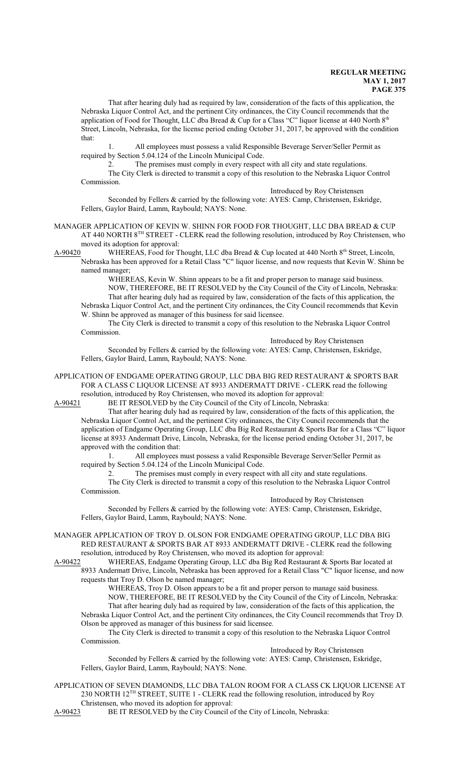That after hearing duly had as required by law, consideration of the facts of this application, the Nebraska Liquor Control Act, and the pertinent City ordinances, the City Council recommends that the application of Food for Thought, LLC dba Bread & Cup for a Class "C" liquor license at 440 North 8th Street, Lincoln, Nebraska, for the license period ending October 31, 2017, be approved with the condition that:

1. All employees must possess a valid Responsible Beverage Server/Seller Permit as required by Section 5.04.124 of the Lincoln Municipal Code.
2. The premises must comply in every respect with all city and state regulations.

The City Clerk is directed to transmit a copy of this resolution to the Nebraska Liquor Control Commission.

Introduced by Roy Christensen

Seconded by Fellers & carried by the following vote: AYES: Camp, Christensen, Eskridge, Fellers, Gaylor Baird, Lamm, Raybould; NAYS: None.

MANAGER APPLICATION OF KEVIN W. SHINN FOR FOOD FOR THOUGHT, LLC DBA BREAD & CUP AT 440 NORTH 8TH STREET - CLERK read the following resolution, introduced by Roy Christensen, who moved its adoption for approval:

A-90420 WHEREAS, Food for Thought, LLC dba Bread & Cup located at 440 North 8th Street, Lincoln, Nebraska has been approved for a Retail Class "C" liquor license, and now requests that Kevin W. Shinn be named manager;

WHEREAS, Kevin W. Shinn appears to be a fit and proper person to manage said business.

NOW, THEREFORE, BE IT RESOLVED by the City Council of the City of Lincoln, Nebraska:

That after hearing duly had as required by law, consideration of the facts of this application, the Nebraska Liquor Control Act, and the pertinent City ordinances, the City Council recommends that Kevin W. Shinn be approved as manager of this business for said licensee.

The City Clerk is directed to transmit a copy of this resolution to the Nebraska Liquor Control Commission.

Introduced by Roy Christensen

Seconded by Fellers & carried by the following vote: AYES: Camp, Christensen, Eskridge, Fellers, Gaylor Baird, Lamm, Raybould; NAYS: None.

APPLICATION OF ENDGAME OPERATING GROUP, LLC DBA BIG RED RESTAURANT & SPORTS BAR FOR A CLASS C LIQUOR LICENSE AT 8933 ANDERMATT DRIVE - CLERK read the following resolution, introduced by Roy Christensen, who moved its adoption for approval:

A-90421 BE IT RESOLVED by the City Council of the City of Lincoln, Nebraska:

That after hearing duly had as required by law, consideration of the facts of this application, the Nebraska Liquor Control Act, and the pertinent City ordinances, the City Council recommends that the application of Endgame Operating Group, LLC dba Big Red Restaurant & Sports Bar for a Class "C" liquor license at 8933 Andermatt Drive, Lincoln, Nebraska, for the license period ending October 31, 2017, be approved with the condition that:

1. All employees must possess a valid Responsible Beverage Server/Seller Permit as required by Section 5.04.124 of the Lincoln Municipal Code.
2. The premises must comply in every respect with all city and state regulations.

The City Clerk is directed to transmit a copy of this resolution to the Nebraska Liquor Control Commission.

Introduced by Roy Christensen

Seconded by Fellers & carried by the following vote: AYES: Camp, Christensen, Eskridge, Fellers, Gaylor Baird, Lamm, Raybould; NAYS: None.

MANAGER APPLICATION OF TROY D. OLSON FOR ENDGAME OPERATING GROUP, LLC DBA BIG RED RESTAURANT & SPORTS BAR AT 8933 ANDERMATT DRIVE - CLERK read the following resolution, introduced by Roy Christensen, who moved its adoption for approval:

A-90422 WHEREAS, Endgame Operating Group, LLC dba Big Red Restaurant & Sports Bar located at 8933 Andermatt Drive, Lincoln, Nebraska has been approved for a Retail Class "C" liquor license, and now requests that Troy D. Olson be named manager;

WHEREAS, Troy D. Olson appears to be a fit and proper person to manage said business.

NOW, THEREFORE, BE IT RESOLVED by the City Council of the City of Lincoln, Nebraska:

That after hearing duly had as required by law, consideration of the facts of this application, the Nebraska Liquor Control Act, and the pertinent City ordinances, the City Council recommends that Troy D. Olson be approved as manager of this business for said licensee.

The City Clerk is directed to transmit a copy of this resolution to the Nebraska Liquor Control Commission.

Introduced by Roy Christensen

Seconded by Fellers & carried by the following vote: AYES: Camp, Christensen, Eskridge, Fellers, Gaylor Baird, Lamm, Raybould; NAYS: None.

APPLICATION OF SEVEN DIAMONDS, LLC DBA TALON ROOM FOR A CLASS CK LIQUOR LICENSE AT 230 NORTH 12TH STREET, SUITE 1 - CLERK read the following resolution, introduced by Roy Christensen, who moved its adoption for approval:

A-90423 BE IT RESOLVED by the City Council of the City of Lincoln, Nebraska: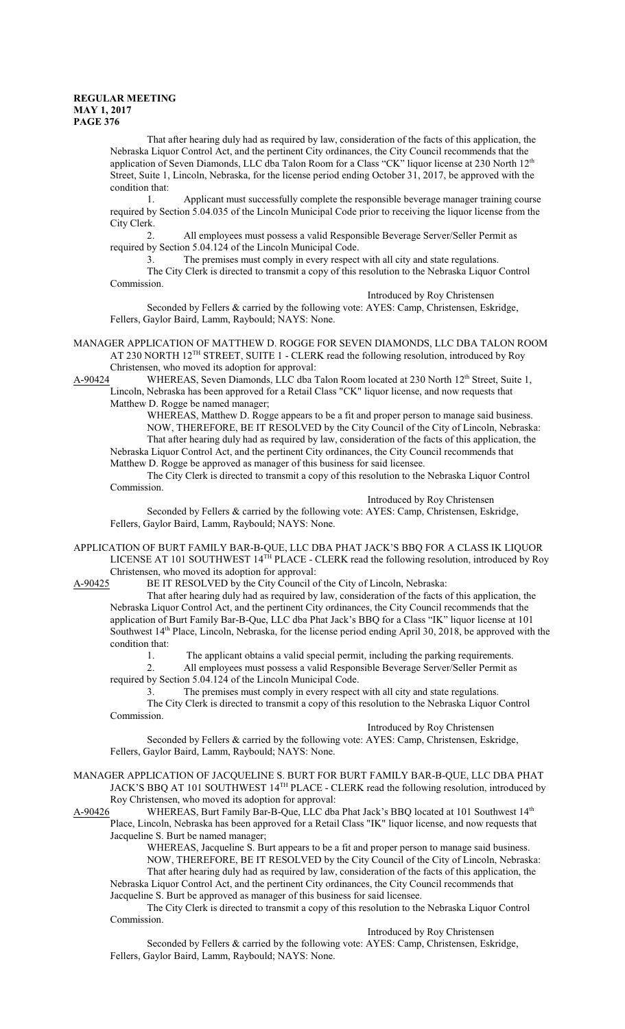That after hearing duly had as required by law, consideration of the facts of this application, the Nebraska Liquor Control Act, and the pertinent City ordinances, the City Council recommends that the application of Seven Diamonds, LLC dba Talon Room for a Class "CK" liquor license at 230 North 12th Street, Suite 1, Lincoln, Nebraska, for the license period ending October 31, 2017, be approved with the condition that:

1. Applicant must successfully complete the responsible beverage manager training course required by Section 5.04.035 of the Lincoln Municipal Code prior to receiving the liquor license from the City Clerk.
2. All employees must possess a valid Responsible Beverage Server/Seller Permit as required by Section 5.04.124 of the Lincoln Municipal Code.
3. The premises must comply in every respect with all city and state regulations.

The City Clerk is directed to transmit a copy of this resolution to the Nebraska Liquor Control Commission.

Introduced by Roy Christensen

Seconded by Fellers & carried by the following vote: AYES: Camp, Christensen, Eskridge, Fellers, Gaylor Baird, Lamm, Raybould; NAYS: None.

MANAGER APPLICATION OF MATTHEW D. ROGGE FOR SEVEN DIAMONDS, LLC DBA TALON ROOM AT 230 NORTH 12TH STREET, SUITE 1 - CLERK read the following resolution, introduced by Roy Christensen, who moved its adoption for approval:

A-90424 WHEREAS, Seven Diamonds, LLC dba Talon Room located at 230 North 12th Street, Suite 1, Lincoln, Nebraska has been approved for a Retail Class "CK" liquor license, and now requests that Matthew D. Rogge be named manager;

WHEREAS, Matthew D. Rogge appears to be a fit and proper person to manage said business.

NOW, THEREFORE, BE IT RESOLVED by the City Council of the City of Lincoln, Nebraska:

That after hearing duly had as required by law, consideration of the facts of this application, the Nebraska Liquor Control Act, and the pertinent City ordinances, the City Council recommends that Matthew D. Rogge be approved as manager of this business for said licensee.

The City Clerk is directed to transmit a copy of this resolution to the Nebraska Liquor Control Commission.

Introduced by Roy Christensen

Seconded by Fellers & carried by the following vote: AYES: Camp, Christensen, Eskridge, Fellers, Gaylor Baird, Lamm, Raybould; NAYS: None.

APPLICATION OF BURT FAMILY BAR-B-QUE, LLC DBA PHAT JACK'S BBQ FOR A CLASS IK LIQUOR LICENSE AT 101 SOUTHWEST 14TH PLACE - CLERK read the following resolution, introduced by Roy Christensen, who moved its adoption for approval:

A-90425 BE IT RESOLVED by the City Council of the City of Lincoln, Nebraska:

That after hearing duly had as required by law, consideration of the facts of this application, the Nebraska Liquor Control Act, and the pertinent City ordinances, the City Council recommends that the application of Burt Family Bar-B-Que, LLC dba Phat Jack's BBQ for a Class "IK" liquor license at 101 Southwest 14th Place, Lincoln, Nebraska, for the license period ending April 30, 2018, be approved with the condition that:

1. The applicant obtains a valid special permit, including the parking requirements.
2. All employees must possess a valid Responsible Beverage Server/Seller Permit as required by Section 5.04.124 of the Lincoln Municipal Code.
3. The premises must comply in every respect with all city and state regulations.

The City Clerk is directed to transmit a copy of this resolution to the Nebraska Liquor Control Commission.

Introduced by Roy Christensen

Seconded by Fellers & carried by the following vote: AYES: Camp, Christensen, Eskridge, Fellers, Gaylor Baird, Lamm, Raybould; NAYS: None.

MANAGER APPLICATION OF JACQUELINE S. BURT FOR BURT FAMILY BAR-B-QUE, LLC DBA PHAT JACK'S BBQ AT 101 SOUTHWEST 14TH PLACE - CLERK read the following resolution, introduced by Roy Christensen, who moved its adoption for approval:

A-90426 WHEREAS, Burt Family Bar-B-Que, LLC dba Phat Jack's BBQ located at 101 Southwest 14th Place, Lincoln, Nebraska has been approved for a Retail Class "IK" liquor license, and now requests that Jacqueline S. Burt be named manager;

WHEREAS, Jacqueline S. Burt appears to be a fit and proper person to manage said business.

NOW, THEREFORE, BE IT RESOLVED by the City Council of the City of Lincoln, Nebraska:

That after hearing duly had as required by law, consideration of the facts of this application, the Nebraska Liquor Control Act, and the pertinent City ordinances, the City Council recommends that Jacqueline S. Burt be approved as manager of this business for said licensee.

The City Clerk is directed to transmit a copy of this resolution to the Nebraska Liquor Control Commission.

Introduced by Roy Christensen

Seconded by Fellers & carried by the following vote: AYES: Camp, Christensen, Eskridge, Fellers, Gaylor Baird, Lamm, Raybould; NAYS: None.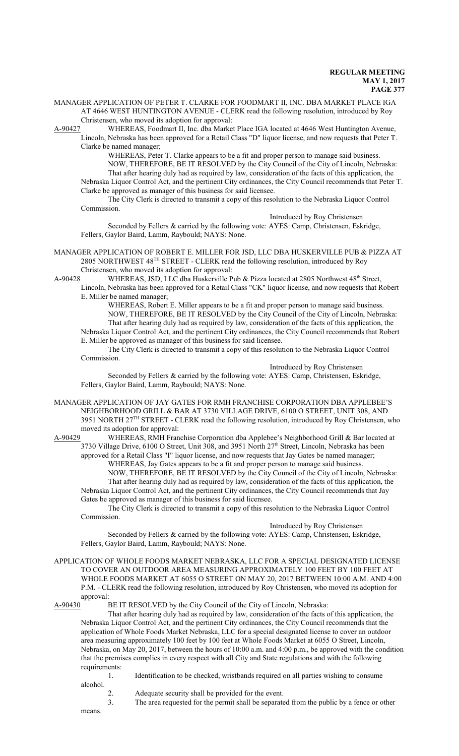MANAGER APPLICATION OF PETER T. CLARKE FOR FOODMART II, INC. DBA MARKET PLACE IGA AT 4646 WEST HUNTINGTON AVENUE - CLERK read the following resolution, introduced by Roy Christensen, who moved its adoption for approval:

A-90427 WHEREAS, Foodmart II, Inc. dba Market Place IGA located at 4646 West Huntington Avenue, Lincoln, Nebraska has been approved for a Retail Class "D" liquor license, and now requests that Peter T. Clarke be named manager;

WHEREAS, Peter T. Clarke appears to be a fit and proper person to manage said business.

NOW, THEREFORE, BE IT RESOLVED by the City Council of the City of Lincoln, Nebraska: That after hearing duly had as required by law, consideration of the facts of this application, the Nebraska Liquor Control Act, and the pertinent City ordinances, the City Council recommends that Peter T. Clarke be approved as manager of this business for said licensee.

The City Clerk is directed to transmit a copy of this resolution to the Nebraska Liquor Control Commission.

Introduced by Roy Christensen

Seconded by Fellers & carried by the following vote: AYES: Camp, Christensen, Eskridge, Fellers, Gaylor Baird, Lamm, Raybould; NAYS: None.

MANAGER APPLICATION OF ROBERT E. MILLER FOR JSD, LLC DBA HUSKERVILLE PUB & PIZZA AT 2805 NORTHWEST 48TH STREET - CLERK read the following resolution, introduced by Roy Christensen, who moved its adoption for approval:

A-90428 WHEREAS, JSD, LLC dba Huskerville Pub & Pizza located at 2805 Northwest 48th Street, Lincoln, Nebraska has been approved for a Retail Class "CK" liquor license, and now requests that Robert E. Miller be named manager;

WHEREAS, Robert E. Miller appears to be a fit and proper person to manage said business.

NOW, THEREFORE, BE IT RESOLVED by the City Council of the City of Lincoln, Nebraska: That after hearing duly had as required by law, consideration of the facts of this application, the Nebraska Liquor Control Act, and the pertinent City ordinances, the City Council recommends that Robert E. Miller be approved as manager of this business for said licensee.

The City Clerk is directed to transmit a copy of this resolution to the Nebraska Liquor Control Commission.

Introduced by Roy Christensen

Seconded by Fellers & carried by the following vote: AYES: Camp, Christensen, Eskridge, Fellers, Gaylor Baird, Lamm, Raybould; NAYS: None.

MANAGER APPLICATION OF JAY GATES FOR RMH FRANCHISE CORPORATION DBA APPLEBEE'S NEIGHBORHOOD GRILL & BAR AT 3730 VILLAGE DRIVE, 6100 O STREET, UNIT 308, AND 3951 NORTH 27TH STREET - CLERK read the following resolution, introduced by Roy Christensen, who moved its adoption for approval:

A-90429 WHEREAS, RMH Franchise Corporation dba Applebee's Neighborhood Grill & Bar located at 3730 Village Drive, 6100 O Street, Unit 308, and 3951 North 27th Street, Lincoln, Nebraska has been approved for a Retail Class "I" liquor license, and now requests that Jay Gates be named manager;

WHEREAS, Jay Gates appears to be a fit and proper person to manage said business.

NOW, THEREFORE, BE IT RESOLVED by the City Council of the City of Lincoln, Nebraska: That after hearing duly had as required by law, consideration of the facts of this application, the Nebraska Liquor Control Act, and the pertinent City ordinances, the City Council recommends that Jay Gates be approved as manager of this business for said licensee.

The City Clerk is directed to transmit a copy of this resolution to the Nebraska Liquor Control Commission.

Introduced by Roy Christensen

Seconded by Fellers & carried by the following vote: AYES: Camp, Christensen, Eskridge, Fellers, Gaylor Baird, Lamm, Raybould; NAYS: None.

APPLICATION OF WHOLE FOODS MARKET NEBRASKA, LLC FOR A SPECIAL DESIGNATED LICENSE TO COVER AN OUTDOOR AREA MEASURING APPROXIMATELY 100 FEET BY 100 FEET AT WHOLE FOODS MARKET AT 6055 O STREET ON MAY 20, 2017 BETWEEN 10:00 A.M. AND 4:00 P.M. - CLERK read the following resolution, introduced by Roy Christensen, who moved its adoption for approval:

A-90430 BE IT RESOLVED by the City Council of the City of Lincoln, Nebraska:

That after hearing duly had as required by law, consideration of the facts of this application, the Nebraska Liquor Control Act, and the pertinent City ordinances, the City Council recommends that the application of Whole Foods Market Nebraska, LLC for a special designated license to cover an outdoor area measuring approximately 100 feet by 100 feet at Whole Foods Market at 6055 O Street, Lincoln, Nebraska, on May 20, 2017, between the hours of 10:00 a.m. and 4:00 p.m., be approved with the condition that the premises complies in every respect with all City and State regulations and with the following requirements:

1. Identification to be checked, wristbands required on all parties wishing to consume alcohol.
2. Adequate security shall be provided for the event.
3. The area requested for the permit shall be separated from the public by a fence or other means.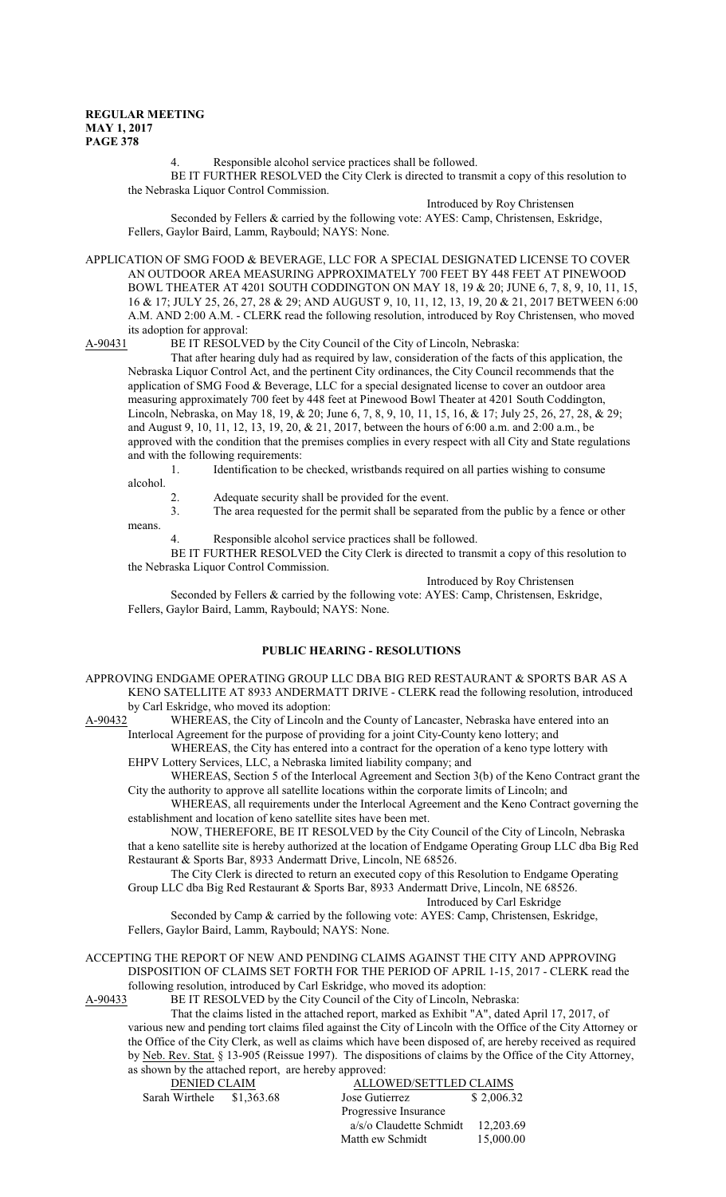4. Responsible alcohol service practices shall be followed.

BE IT FURTHER RESOLVED the City Clerk is directed to transmit a copy of this resolution to the Nebraska Liquor Control Commission.

Introduced by Roy Christensen

Seconded by Fellers & carried by the following vote: AYES: Camp, Christensen, Eskridge, Fellers, Gaylor Baird, Lamm, Raybould; NAYS: None.

APPLICATION OF SMG FOOD & BEVERAGE, LLC FOR A SPECIAL DESIGNATED LICENSE TO COVER AN OUTDOOR AREA MEASURING APPROXIMATELY 700 FEET BY 448 FEET AT PINEWOOD BOWL THEATER AT 4201 SOUTH CODDINGTON ON MAY 18, 19 & 20; JUNE 6, 7, 8, 9, 10, 11, 15, 16 & 17; JULY 25, 26, 27, 28 & 29; AND AUGUST 9, 10, 11, 12, 13, 19, 20 & 21, 2017 BETWEEN 6:00 A.M. AND 2:00 A.M. - CLERK read the following resolution, introduced by Roy Christensen, who moved its adoption for approval:

A-90431 BE IT RESOLVED by the City Council of the City of Lincoln, Nebraska:

That after hearing duly had as required by law, consideration of the facts of this application, the Nebraska Liquor Control Act, and the pertinent City ordinances, the City Council recommends that the application of SMG Food & Beverage, LLC for a special designated license to cover an outdoor area measuring approximately 700 feet by 448 feet at Pinewood Bowl Theater at 4201 South Coddington, Lincoln, Nebraska, on May 18, 19, & 20; June 6, 7, 8, 9, 10, 11, 15, 16, & 17; July 25, 26, 27, 28, & 29; and August 9, 10, 11, 12, 13, 19, 20, & 21, 2017, between the hours of 6:00 a.m. and 2:00 a.m., be approved with the condition that the premises complies in every respect with all City and State regulations and with the following requirements:

1. Identification to be checked, wristbands required on all parties wishing to consume alcohol.
2. Adequate security shall be provided for the event.
3. The area requested for the permit shall be separated from the public by a fence or other means.
4. Responsible alcohol service practices shall be followed.

BE IT FURTHER RESOLVED the City Clerk is directed to transmit a copy of this resolution to the Nebraska Liquor Control Commission.

Introduced by Roy Christensen

Seconded by Fellers & carried by the following vote: AYES: Camp, Christensen, Eskridge, Fellers, Gaylor Baird, Lamm, Raybould; NAYS: None.

## PUBLIC HEARING - RESOLUTIONS

APPROVING ENDGAME OPERATING GROUP LLC DBA BIG RED RESTAURANT & SPORTS BAR AS A KENO SATELLITE AT 8933 ANDERMATT DRIVE - CLERK read the following resolution, introduced by Carl Eskridge, who moved its adoption:

A-90432 WHEREAS, the City of Lincoln and the County of Lancaster, Nebraska have entered into an Interlocal Agreement for the purpose of providing for a joint City-County keno lottery; and

WHEREAS, the City has entered into a contract for the operation of a keno type lottery with EHPV Lottery Services, LLC, a Nebraska limited liability company; and

WHEREAS, Section 5 of the Interlocal Agreement and Section 3(b) of the Keno Contract grant the City the authority to approve all satellite locations within the corporate limits of Lincoln; and

WHEREAS, all requirements under the Interlocal Agreement and the Keno Contract governing the establishment and location of keno satellite sites have been met.

NOW, THEREFORE, BE IT RESOLVED by the City Council of the City of Lincoln, Nebraska that a keno satellite site is hereby authorized at the location of Endgame Operating Group LLC dba Big Red Restaurant & Sports Bar, 8933 Andermatt Drive, Lincoln, NE 68526.

The City Clerk is directed to return an executed copy of this Resolution to Endgame Operating Group LLC dba Big Red Restaurant & Sports Bar, 8933 Andermatt Drive, Lincoln, NE 68526.

Introduced by Carl Eskridge

Seconded by Camp & carried by the following vote: AYES: Camp, Christensen, Eskridge, Fellers, Gaylor Baird, Lamm, Raybould; NAYS: None.

ACCEPTING THE REPORT OF NEW AND PENDING CLAIMS AGAINST THE CITY AND APPROVING DISPOSITION OF CLAIMS SET FORTH FOR THE PERIOD OF APRIL 1-15, 2017 - CLERK read the following resolution, introduced by Carl Eskridge, who moved its adoption:

A-90433 BE IT RESOLVED by the City Council of the City of Lincoln, Nebraska:

That the claims listed in the attached report, marked as Exhibit "A", dated April 17, 2017, of various new and pending tort claims filed against the City of Lincoln with the Office of the City Attorney or the Office of the City Clerk, as well as claims which have been disposed of, are hereby received as required by Neb. Rev. Stat. § 13-905 (Reissue 1997). The dispositions of claims by the Office of the City Attorney, as shown by the attached report, are hereby approved:

| DENIED CLAIM | | ALLOWED/SETTLED CLAIMS | |
|---|---|---|---|
| Sarah Wirthele | $1,363.68 | Jose Gutierrez | $ 2,006.32 |
| | | Progressive Insurance a/s/o Claudette Schmidt | 12,203.69 |
| | | Matth ew Schmidt | 15,000.00 |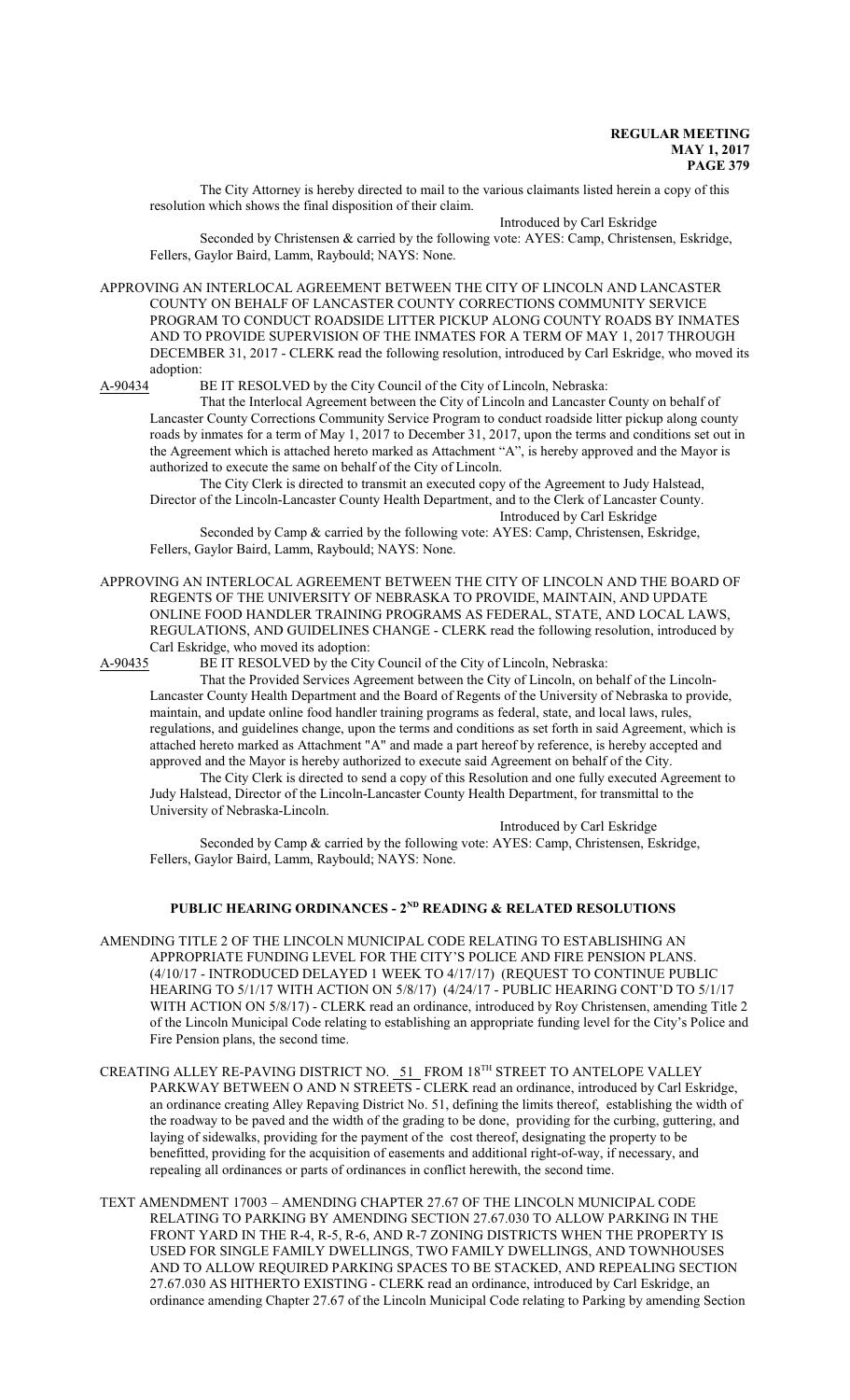The City Attorney is hereby directed to mail to the various claimants listed herein a copy of this resolution which shows the final disposition of their claim.

Introduced by Carl Eskridge

Seconded by Christensen & carried by the following vote: AYES: Camp, Christensen, Eskridge, Fellers, Gaylor Baird, Lamm, Raybould; NAYS: None.

APPROVING AN INTERLOCAL AGREEMENT BETWEEN THE CITY OF LINCOLN AND LANCASTER COUNTY ON BEHALF OF LANCASTER COUNTY CORRECTIONS COMMUNITY SERVICE PROGRAM TO CONDUCT ROADSIDE LITTER PICKUP ALONG COUNTY ROADS BY INMATES AND TO PROVIDE SUPERVISION OF THE INMATES FOR A TERM OF MAY 1, 2017 THROUGH DECEMBER 31, 2017 - CLERK read the following resolution, introduced by Carl Eskridge, who moved its adoption:

A-90434 BE IT RESOLVED by the City Council of the City of Lincoln, Nebraska:

That the Interlocal Agreement between the City of Lincoln and Lancaster County on behalf of Lancaster County Corrections Community Service Program to conduct roadside litter pickup along county roads by inmates for a term of May 1, 2017 to December 31, 2017, upon the terms and conditions set out in the Agreement which is attached hereto marked as Attachment "A", is hereby approved and the Mayor is authorized to execute the same on behalf of the City of Lincoln.

The City Clerk is directed to transmit an executed copy of the Agreement to Judy Halstead, Director of the Lincoln-Lancaster County Health Department, and to the Clerk of Lancaster County.

Introduced by Carl Eskridge

Seconded by Camp & carried by the following vote: AYES: Camp, Christensen, Eskridge, Fellers, Gaylor Baird, Lamm, Raybould; NAYS: None.

APPROVING AN INTERLOCAL AGREEMENT BETWEEN THE CITY OF LINCOLN AND THE BOARD OF REGENTS OF THE UNIVERSITY OF NEBRASKA TO PROVIDE, MAINTAIN, AND UPDATE ONLINE FOOD HANDLER TRAINING PROGRAMS AS FEDERAL, STATE, AND LOCAL LAWS, REGULATIONS, AND GUIDELINES CHANGE - CLERK read the following resolution, introduced by Carl Eskridge, who moved its adoption:

A-90435 BE IT RESOLVED by the City Council of the City of Lincoln, Nebraska:

That the Provided Services Agreement between the City of Lincoln, on behalf of the Lincoln-Lancaster County Health Department and the Board of Regents of the University of Nebraska to provide, maintain, and update online food handler training programs as federal, state, and local laws, rules, regulations, and guidelines change, upon the terms and conditions as set forth in said Agreement, which is attached hereto marked as Attachment "A" and made a part hereof by reference, is hereby accepted and approved and the Mayor is hereby authorized to execute said Agreement on behalf of the City.

The City Clerk is directed to send a copy of this Resolution and one fully executed Agreement to Judy Halstead, Director of the Lincoln-Lancaster County Health Department, for transmittal to the University of Nebraska-Lincoln.

Introduced by Carl Eskridge

Seconded by Camp & carried by the following vote: AYES: Camp, Christensen, Eskridge, Fellers, Gaylor Baird, Lamm, Raybould; NAYS: None.

## PUBLIC HEARING ORDINANCES - 2ND READING & RELATED RESOLUTIONS

AMENDING TITLE 2 OF THE LINCOLN MUNICIPAL CODE RELATING TO ESTABLISHING AN APPROPRIATE FUNDING LEVEL FOR THE CITY'S POLICE AND FIRE PENSION PLANS. (4/10/17 - INTRODUCED DELAYED 1 WEEK TO 4/17/17) (REQUEST TO CONTINUE PUBLIC HEARING TO 5/1/17 WITH ACTION ON 5/8/17) (4/24/17 - PUBLIC HEARING CONT'D TO 5/1/17 WITH ACTION ON 5/8/17) - CLERK read an ordinance, introduced by Roy Christensen, amending Title 2 of the Lincoln Municipal Code relating to establishing an appropriate funding level for the City's Police and Fire Pension plans, the second time.

CREATING ALLEY RE-PAVING DISTRICT NO. 51 FROM 18TH STREET TO ANTELOPE VALLEY PARKWAY BETWEEN O AND N STREETS - CLERK read an ordinance, introduced by Carl Eskridge, an ordinance creating Alley Repaving District No. 51, defining the limits thereof, establishing the width of the roadway to be paved and the width of the grading to be done, providing for the curbing, guttering, and laying of sidewalks, providing for the payment of the cost thereof, designating the property to be benefitted, providing for the acquisition of easements and additional right-of-way, if necessary, and repealing all ordinances or parts of ordinances in conflict herewith, the second time.

TEXT AMENDMENT 17003 – AMENDING CHAPTER 27.67 OF THE LINCOLN MUNICIPAL CODE RELATING TO PARKING BY AMENDING SECTION 27.67.030 TO ALLOW PARKING IN THE FRONT YARD IN THE R-4, R-5, R-6, AND R-7 ZONING DISTRICTS WHEN THE PROPERTY IS USED FOR SINGLE FAMILY DWELLINGS, TWO FAMILY DWELLINGS, AND TOWNHOUSES AND TO ALLOW REQUIRED PARKING SPACES TO BE STACKED, AND REPEALING SECTION 27.67.030 AS HITHERTO EXISTING - CLERK read an ordinance, introduced by Carl Eskridge, an ordinance amending Chapter 27.67 of the Lincoln Municipal Code relating to Parking by amending Section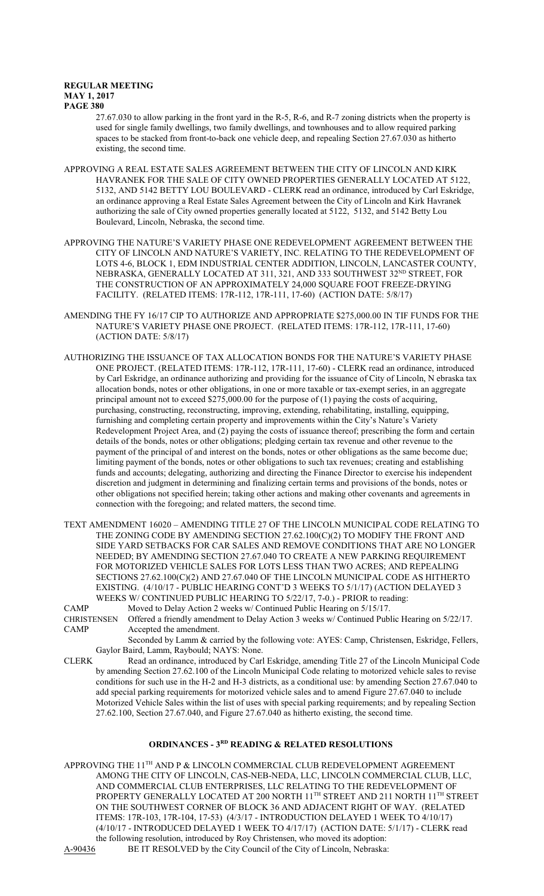27.67.030 to allow parking in the front yard in the R-5, R-6, and R-7 zoning districts when the property is used for single family dwellings, two family dwellings, and townhouses and to allow required parking spaces to be stacked from front-to-back one vehicle deep, and repealing Section 27.67.030 as hitherto existing, the second time.

APPROVING A REAL ESTATE SALES AGREEMENT BETWEEN THE CITY OF LINCOLN AND KIRK HAVRANEK FOR THE SALE OF CITY OWNED PROPERTIES GENERALLY LOCATED AT 5122, 5132, AND 5142 BETTY LOU BOULEVARD - CLERK read an ordinance, introduced by Carl Eskridge, an ordinance approving a Real Estate Sales Agreement between the City of Lincoln and Kirk Havranek authorizing the sale of City owned properties generally located at 5122, 5132, and 5142 Betty Lou Boulevard, Lincoln, Nebraska, the second time.

APPROVING THE NATURE'S VARIETY PHASE ONE REDEVELOPMENT AGREEMENT BETWEEN THE CITY OF LINCOLN AND NATURE'S VARIETY, INC. RELATING TO THE REDEVELOPMENT OF LOTS 4-6, BLOCK 1, EDM INDUSTRIAL CENTER ADDITION, LINCOLN, LANCASTER COUNTY, NEBRASKA, GENERALLY LOCATED AT 311, 321, AND 333 SOUTHWEST 32ND STREET, FOR THE CONSTRUCTION OF AN APPROXIMATELY 24,000 SQUARE FOOT FREEZE-DRYING FACILITY. (RELATED ITEMS: 17R-112, 17R-111, 17-60) (ACTION DATE: 5/8/17)

AMENDING THE FY 16/17 CIP TO AUTHORIZE AND APPROPRIATE $275,000.00 IN TIF FUNDS FOR THE NATURE'S VARIETY PHASE ONE PROJECT. (RELATED ITEMS: 17R-112, 17R-111, 17-60) (ACTION DATE: 5/8/17)

AUTHORIZING THE ISSUANCE OF TAX ALLOCATION BONDS FOR THE NATURE'S VARIETY PHASE ONE PROJECT. (RELATED ITEMS: 17R-112, 17R-111, 17-60) - CLERK read an ordinance, introduced by Carl Eskridge, an ordinance authorizing and providing for the issuance of City of Lincoln, Nebraska tax allocation bonds, notes or other obligations, in one or more taxable or tax-exempt series, in an aggregate principal amount not to exceed $275,000.00 for the purpose of (1) paying the costs of acquiring, purchasing, constructing, reconstructing, improving, extending, rehabilitating, installing, equipping, furnishing and completing certain property and improvements within the City's Nature's Variety Redevelopment Project Area, and (2) paying the costs of issuance thereof; prescribing the form and certain details of the bonds, notes or other obligations; pledging certain tax revenue and other revenue to the payment of the principal of and interest on the bonds, notes or other obligations as the same become due; limiting payment of the bonds, notes or other obligations to such tax revenues; creating and establishing funds and accounts; delegating, authorizing and directing the Finance Director to exercise his independent discretion and judgment in determining and finalizing certain terms and provisions of the bonds, notes or other obligations not specified herein; taking other actions and making other covenants and agreements in connection with the foregoing; and related matters, the second time.

TEXT AMENDMENT 16020 – AMENDING TITLE 27 OF THE LINCOLN MUNICIPAL CODE RELATING TO THE ZONING CODE BY AMENDING SECTION 27.62.100(C)(2) TO MODIFY THE FRONT AND SIDE YARD SETBACKS FOR CAR SALES AND REMOVE CONDITIONS THAT ARE NO LONGER NEEDED; BY AMENDING SECTION 27.67.040 TO CREATE A NEW PARKING REQUIREMENT FOR MOTORIZED VEHICLE SALES FOR LOTS LESS THAN TWO ACRES; AND REPEALING SECTIONS 27.62.100(C)(2) AND 27.67.040 OF THE LINCOLN MUNICIPAL CODE AS HITHERTO EXISTING. (4/10/17 - PUBLIC HEARING CONT'D 3 WEEKS TO 5/1/17) (ACTION DELAYED 3 WEEKS W/ CONTINUED PUBLIC HEARING TO 5/22/17, 7-0.) - PRIOR to reading:

CAMP Moved to Delay Action 2 weeks w/ Continued Public Hearing on 5/15/17.

CHRISTENSEN Offered a friendly amendment to Delay Action 3 weeks w/ Continued Public Hearing on 5/22/17.

CAMP Accepted the amendment.

Seconded by Lamm & carried by the following vote: AYES: Camp, Christensen, Eskridge, Fellers, Gaylor Baird, Lamm, Raybould; NAYS: None.

CLERK Read an ordinance, introduced by Carl Eskridge, amending Title 27 of the Lincoln Municipal Code by amending Section 27.62.100 of the Lincoln Municipal Code relating to motorized vehicle sales to revise conditions for such use in the H-2 and H-3 districts, as a conditional use: by amending Section 27.67.040 to add special parking requirements for motorized vehicle sales and to amend Figure 27.67.040 to include Motorized Vehicle Sales within the list of uses with special parking requirements; and by repealing Section 27.62.100, Section 27.67.040, and Figure 27.67.040 as hitherto existing, the second time.

## ORDINANCES - 3RD READING & RELATED RESOLUTIONS

APPROVING THE 11TH AND P & LINCOLN COMMERCIAL CLUB REDEVELOPMENT AGREEMENT AMONG THE CITY OF LINCOLN, CAS-NEB-NEDA, LLC, LINCOLN COMMERCIAL CLUB, LLC, AND COMMERCIAL CLUB ENTERPRISES, LLC RELATING TO THE REDEVELOPMENT OF PROPERTY GENERALLY LOCATED AT 200 NORTH 11TH STREET AND 211 NORTH 11TH STREET ON THE SOUTHWEST CORNER OF BLOCK 36 AND ADJACENT RIGHT OF WAY. (RELATED ITEMS: 17R-103, 17R-104, 17-53) (4/3/17 - INTRODUCTION DELAYED 1 WEEK TO 4/10/17) (4/10/17 - INTRODUCED DELAYED 1 WEEK TO 4/17/17) (ACTION DATE: 5/1/17) - CLERK read the following resolution, introduced by Roy Christensen, who moved its adoption:

A-90436 BE IT RESOLVED by the City Council of the City of Lincoln, Nebraska: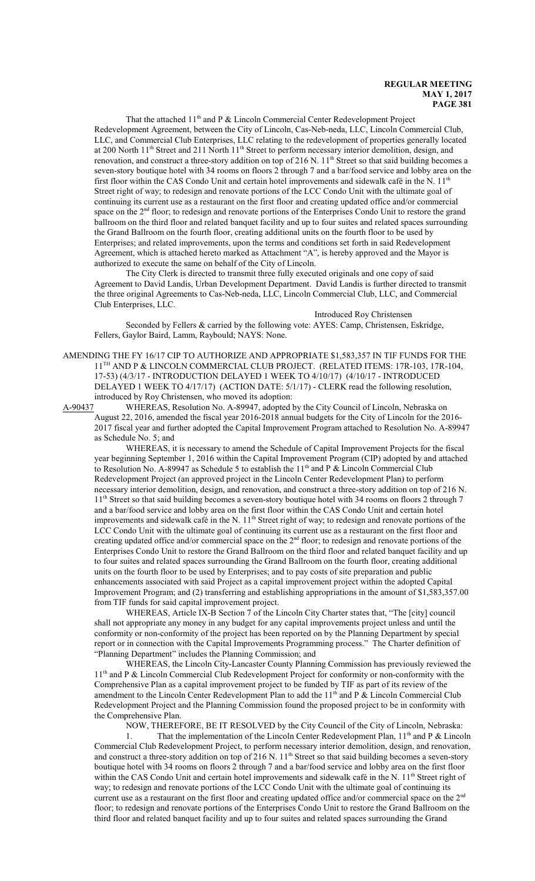That the attached 11th and P & Lincoln Commercial Center Redevelopment Project Redevelopment Agreement, between the City of Lincoln, Cas-Neb-neda, LLC, Lincoln Commercial Club, LLC, and Commercial Club Enterprises, LLC relating to the redevelopment of properties generally located at 200 North 11th Street and 211 North 11th Street to perform necessary interior demolition, design, and renovation, and construct a three-story addition on top of 216 N. 11th Street so that said building becomes a seven-story boutique hotel with 34 rooms on floors 2 through 7 and a bar/food service and lobby area on the first floor within the CAS Condo Unit and certain hotel improvements and sidewalk café in the N. 11th Street right of way; to redesign and renovate portions of the LCC Condo Unit with the ultimate goal of continuing its current use as a restaurant on the first floor and creating updated office and/or commercial space on the 2nd floor; to redesign and renovate portions of the Enterprises Condo Unit to restore the grand ballroom on the third floor and related banquet facility and up to four suites and related spaces surrounding the Grand Ballroom on the fourth floor, creating additional units on the fourth floor to be used by Enterprises; and related improvements, upon the terms and conditions set forth in said Redevelopment Agreement, which is attached hereto marked as Attachment "A", is hereby approved and the Mayor is authorized to execute the same on behalf of the City of Lincoln.

The City Clerk is directed to transmit three fully executed originals and one copy of said Agreement to David Landis, Urban Development Department. David Landis is further directed to transmit the three original Agreements to Cas-Neb-neda, LLC, Lincoln Commercial Club, LLC, and Commercial Club Enterprises, LLC.

Introduced Roy Christensen

Seconded by Fellers & carried by the following vote: AYES: Camp, Christensen, Eskridge, Fellers, Gaylor Baird, Lamm, Raybould; NAYS: None.

AMENDING THE FY 16/17 CIP TO AUTHORIZE AND APPROPRIATE $1,583,357 IN TIF FUNDS FOR THE 11TH AND P & LINCOLN COMMERCIAL CLUB PROJECT. (RELATED ITEMS: 17R-103, 17R-104, 17-53) (4/3/17 - INTRODUCTION DELAYED 1 WEEK TO 4/10/17) (4/10/17 - INTRODUCED DELAYED 1 WEEK TO 4/17/17) (ACTION DATE: 5/1/17) - CLERK read the following resolution, introduced by Roy Christensen, who moved its adoption:

A-90437 WHEREAS, Resolution No. A-89947, adopted by the City Council of Lincoln, Nebraska on August 22, 2016, amended the fiscal year 2016-2018 annual budgets for the City of Lincoln for the 2016-2017 fiscal year and further adopted the Capital Improvement Program attached to Resolution No. A-89947 as Schedule No. 5; and

WHEREAS, it is necessary to amend the Schedule of Capital Improvement Projects for the fiscal year beginning September 1, 2016 within the Capital Improvement Program (CIP) adopted by and attached to Resolution No. A-89947 as Schedule 5 to establish the 11th and P & Lincoln Commercial Club Redevelopment Project (an approved project in the Lincoln Center Redevelopment Plan) to perform necessary interior demolition, design, and renovation, and construct a three-story addition on top of 216 N. 11th Street so that said building becomes a seven-story boutique hotel with 34 rooms on floors 2 through 7 and a bar/food service and lobby area on the first floor within the CAS Condo Unit and certain hotel improvements and sidewalk café in the N. 11th Street right of way; to redesign and renovate portions of the LCC Condo Unit with the ultimate goal of continuing its current use as a restaurant on the first floor and creating updated office and/or commercial space on the 2nd floor; to redesign and renovate portions of the Enterprises Condo Unit to restore the Grand Ballroom on the third floor and related banquet facility and up to four suites and related spaces surrounding the Grand Ballroom on the fourth floor, creating additional units on the fourth floor to be used by Enterprises; and to pay costs of site preparation and public enhancements associated with said Project as a capital improvement project within the adopted Capital Improvement Program; and (2) transferring and establishing appropriations in the amount of $1,583,357.00 from TIF funds for said capital improvement project.

WHEREAS, Article IX-B Section 7 of the Lincoln City Charter states that, "The [city] council shall not appropriate any money in any budget for any capital improvements project unless and until the conformity or non-conformity of the project has been reported on by the Planning Department by special report or in connection with the Capital Improvements Programming process." The Charter definition of "Planning Department" includes the Planning Commission; and

WHEREAS, the Lincoln City-Lancaster County Planning Commission has previously reviewed the 11th and P & Lincoln Commercial Club Redevelopment Project for conformity or non-conformity with the Comprehensive Plan as a capital improvement project to be funded by TIF as part of its review of the amendment to the Lincoln Center Redevelopment Plan to add the 11th and P & Lincoln Commercial Club Redevelopment Project and the Planning Commission found the proposed project to be in conformity with the Comprehensive Plan.

NOW, THEREFORE, BE IT RESOLVED by the City Council of the City of Lincoln, Nebraska:

1. That the implementation of the Lincoln Center Redevelopment Plan, 11th and P & Lincoln Commercial Club Redevelopment Project, to perform necessary interior demolition, design, and renovation, and construct a three-story addition on top of 216 N. 11th Street so that said building becomes a seven-story boutique hotel with 34 rooms on floors 2 through 7 and a bar/food service and lobby area on the first floor within the CAS Condo Unit and certain hotel improvements and sidewalk café in the N. 11th Street right of way; to redesign and renovate portions of the LCC Condo Unit with the ultimate goal of continuing its current use as a restaurant on the first floor and creating updated office and/or commercial space on the 2nd floor; to redesign and renovate portions of the Enterprises Condo Unit to restore the Grand Ballroom on the third floor and related banquet facility and up to four suites and related spaces surrounding the Grand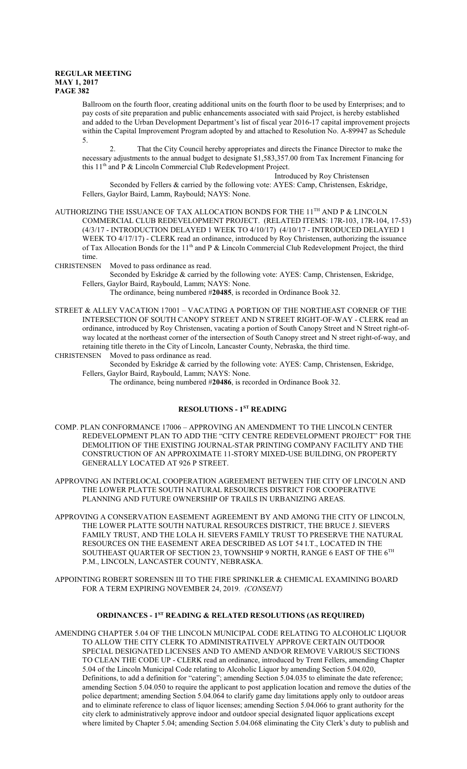Ballroom on the fourth floor, creating additional units on the fourth floor to be used by Enterprises; and to pay costs of site preparation and public enhancements associated with said Project, is hereby established and added to the Urban Development Department's list of fiscal year 2016-17 capital improvement projects within the Capital Improvement Program adopted by and attached to Resolution No. A-89947 as Schedule 5.

2. That the City Council hereby appropriates and directs the Finance Director to make the necessary adjustments to the annual budget to designate $1,583,357.00 from Tax Increment Financing for this 11th and P & Lincoln Commercial Club Redevelopment Project.

Introduced by Roy Christensen

Seconded by Fellers & carried by the following vote: AYES: Camp, Christensen, Eskridge, Fellers, Gaylor Baird, Lamm, Raybould; NAYS: None.

AUTHORIZING THE ISSUANCE OF TAX ALLOCATION BONDS FOR THE 11TH AND P & LINCOLN COMMERCIAL CLUB REDEVELOPMENT PROJECT. (RELATED ITEMS: 17R-103, 17R-104, 17-53) (4/3/17 - INTRODUCTION DELAYED 1 WEEK TO 4/10/17) (4/10/17 - INTRODUCED DELAYED 1 WEEK TO 4/17/17) - CLERK read an ordinance, introduced by Roy Christensen, authorizing the issuance of Tax Allocation Bonds for the 11th and P & Lincoln Commercial Club Redevelopment Project, the third time.

CHRISTENSEN Moved to pass ordinance as read.

Seconded by Eskridge & carried by the following vote: AYES: Camp, Christensen, Eskridge, Fellers, Gaylor Baird, Raybould, Lamm; NAYS: None.

The ordinance, being numbered #**20485**, is recorded in Ordinance Book 32.

STREET & ALLEY VACATION 17001 – VACATING A PORTION OF THE NORTHEAST CORNER OF THE INTERSECTION OF SOUTH CANOPY STREET AND N STREET RIGHT-OF-WAY - CLERK read an ordinance, introduced by Roy Christensen, vacating a portion of South Canopy Street and N Street right-of-way located at the northeast corner of the intersection of South Canopy street and N street right-of-way, and retaining title thereto in the City of Lincoln, Lancaster County, Nebraska, the third time.

CHRISTENSEN Moved to pass ordinance as read.

Seconded by Eskridge & carried by the following vote: AYES: Camp, Christensen, Eskridge, Fellers, Gaylor Baird, Raybould, Lamm; NAYS: None.

The ordinance, being numbered #**20486**, is recorded in Ordinance Book 32.

## RESOLUTIONS - 1ST READING

COMP. PLAN CONFORMANCE 17006 – APPROVING AN AMENDMENT TO THE LINCOLN CENTER REDEVELOPMENT PLAN TO ADD THE "CITY CENTRE REDEVELOPMENT PROJECT" FOR THE DEMOLITION OF THE EXISTING JOURNAL-STAR PRINTING COMPANY FACILITY AND THE CONSTRUCTION OF AN APPROXIMATE 11-STORY MIXED-USE BUILDING, ON PROPERTY GENERALLY LOCATED AT 926 P STREET.

APPROVING AN INTERLOCAL COOPERATION AGREEMENT BETWEEN THE CITY OF LINCOLN AND THE LOWER PLATTE SOUTH NATURAL RESOURCES DISTRICT FOR COOPERATIVE PLANNING AND FUTURE OWNERSHIP OF TRAILS IN URBANIZING AREAS.

APPROVING A CONSERVATION EASEMENT AGREEMENT BY AND AMONG THE CITY OF LINCOLN, THE LOWER PLATTE SOUTH NATURAL RESOURCES DISTRICT, THE BRUCE J. SIEVERS FAMILY TRUST, AND THE LOLA H. SIEVERS FAMILY TRUST TO PRESERVE THE NATURAL RESOURCES ON THE EASEMENT AREA DESCRIBED AS LOT 54 I.T., LOCATED IN THE SOUTHEAST QUARTER OF SECTION 23, TOWNSHIP 9 NORTH, RANGE 6 EAST OF THE 6TH P.M., LINCOLN, LANCASTER COUNTY, NEBRASKA.

APPOINTING ROBERT SORENSEN III TO THE FIRE SPRINKLER & CHEMICAL EXAMINING BOARD FOR A TERM EXPIRING NOVEMBER 24, 2019. *(CONSENT)*

## ORDINANCES - 1ST READING & RELATED RESOLUTIONS (AS REQUIRED)

AMENDING CHAPTER 5.04 OF THE LINCOLN MUNICIPAL CODE RELATING TO ALCOHOLIC LIQUOR TO ALLOW THE CITY CLERK TO ADMINISTRATIVELY APPROVE CERTAIN OUTDOOR SPECIAL DESIGNATED LICENSES AND TO AMEND AND/OR REMOVE VARIOUS SECTIONS TO CLEAN THE CODE UP - CLERK read an ordinance, introduced by Trent Fellers, amending Chapter 5.04 of the Lincoln Municipal Code relating to Alcoholic Liquor by amending Section 5.04.020, Definitions, to add a definition for "catering"; amending Section 5.04.035 to eliminate the date reference; amending Section 5.04.050 to require the applicant to post application location and remove the duties of the police department; amending Section 5.04.064 to clarify game day limitations apply only to outdoor areas and to eliminate reference to class of liquor licenses; amending Section 5.04.066 to grant authority for the city clerk to administratively approve indoor and outdoor special designated liquor applications except where limited by Chapter 5.04; amending Section 5.04.068 eliminating the City Clerk's duty to publish and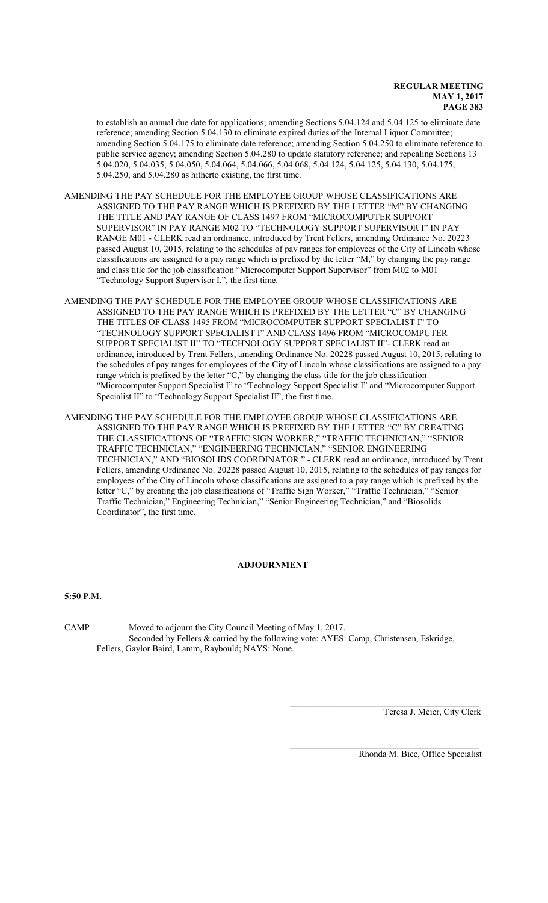to establish an annual due date for applications; amending Sections 5.04.124 and 5.04.125 to eliminate date reference; amending Section 5.04.130 to eliminate expired duties of the Internal Liquor Committee; amending Section 5.04.175 to eliminate date reference; amending Section 5.04.250 to eliminate reference to public service agency; amending Section 5.04.280 to update statutory reference; and repealing Sections 13 5.04.020, 5.04.035, 5.04.050, 5.04.064, 5.04.066, 5.04.068, 5.04.124, 5.04.125, 5.04.130, 5.04.175, 5.04.250, and 5.04.280 as hitherto existing, the first time.

AMENDING THE PAY SCHEDULE FOR THE EMPLOYEE GROUP WHOSE CLASSIFICATIONS ARE ASSIGNED TO THE PAY RANGE WHICH IS PREFIXED BY THE LETTER "M" BY CHANGING THE TITLE AND PAY RANGE OF CLASS 1497 FROM "MICROCOMPUTER SUPPORT SUPERVISOR" IN PAY RANGE M02 TO "TECHNOLOGY SUPPORT SUPERVISOR I" IN PAY RANGE M01 - CLERK read an ordinance, introduced by Trent Fellers, amending Ordinance No. 20223 passed August 10, 2015, relating to the schedules of pay ranges for employees of the City of Lincoln whose classifications are assigned to a pay range which is prefixed by the letter "M," by changing the pay range and class title for the job classification "Microcomputer Support Supervisor" from M02 to M01 "Technology Support Supervisor I.", the first time.

AMENDING THE PAY SCHEDULE FOR THE EMPLOYEE GROUP WHOSE CLASSIFICATIONS ARE ASSIGNED TO THE PAY RANGE WHICH IS PREFIXED BY THE LETTER "C" BY CHANGING THE TITLES OF CLASS 1495 FROM "MICROCOMPUTER SUPPORT SPECIALIST I" TO "TECHNOLOGY SUPPORT SPECIALIST I" AND CLASS 1496 FROM "MICROCOMPUTER SUPPORT SPECIALIST II" TO "TECHNOLOGY SUPPORT SPECIALIST II"- CLERK read an ordinance, introduced by Trent Fellers, amending Ordinance No. 20228 passed August 10, 2015, relating to the schedules of pay ranges for employees of the City of Lincoln whose classifications are assigned to a pay range which is prefixed by the letter "C," by changing the class title for the job classification "Microcomputer Support Specialist I" to "Technology Support Specialist I" and "Microcomputer Support Specialist II" to "Technology Support Specialist II", the first time.

AMENDING THE PAY SCHEDULE FOR THE EMPLOYEE GROUP WHOSE CLASSIFICATIONS ARE ASSIGNED TO THE PAY RANGE WHICH IS PREFIXED BY THE LETTER "C" BY CREATING THE CLASSIFICATIONS OF "TRAFFIC SIGN WORKER," "TRAFFIC TECHNICIAN," "SENIOR TRAFFIC TECHNICIAN," "ENGINEERING TECHNICIAN," "SENIOR ENGINEERING TECHNICIAN," AND "BIOSOLIDS COORDINATOR." - CLERK read an ordinance, introduced by Trent Fellers, amending Ordinance No. 20228 passed August 10, 2015, relating to the schedules of pay ranges for employees of the City of Lincoln whose classifications are assigned to a pay range which is prefixed by the letter "C," by creating the job classifications of "Traffic Sign Worker," "Traffic Technician," "Senior Traffic Technician," Engineering Technician," "Senior Engineering Technician," and "Biosolids Coordinator", the first time.

## ADJOURNMENT

**5:50 P.M.**

CAMP Moved to adjourn the City Council Meeting of May 1, 2017.
Seconded by Fellers & carried by the following vote: AYES: Camp, Christensen, Eskridge, Fellers, Gaylor Baird, Lamm, Raybould; NAYS: None.

\_\_\_\_\_\_\_\_\_\_\_\_\_\_\_\_\_\_\_\_\_\_\_\_\_\_\_\_\_\_\_\_\_\_\_\_\_\_\_\_
Teresa J. Meier, City Clerk

\_\_\_\_\_\_\_\_\_\_\_\_\_\_\_\_\_\_\_\_\_\_\_\_\_\_\_\_\_\_\_\_\_\_\_\_\_\_\_\_
Rhonda M. Bice, Office Specialist